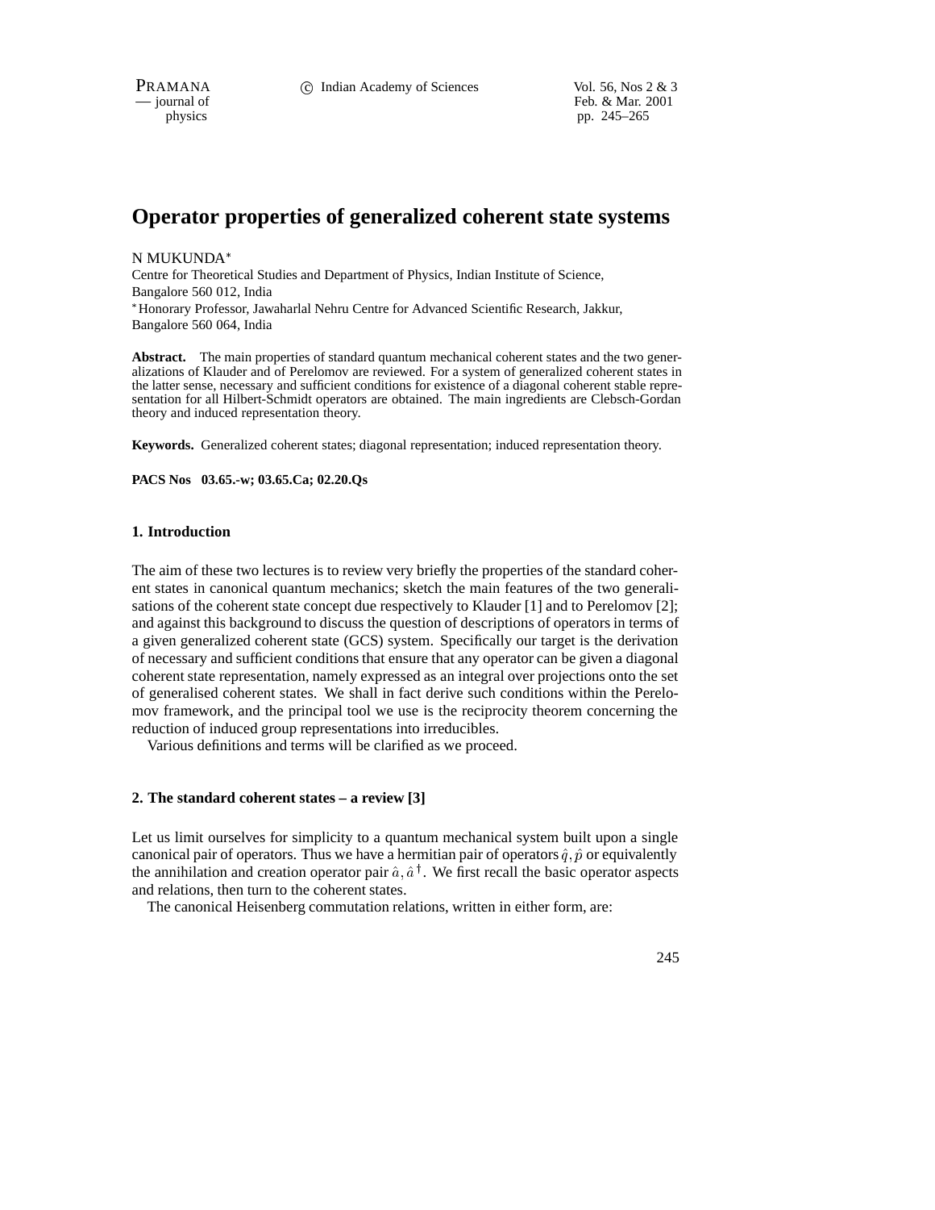# Operator properties of generalized coherent state systems

N MUKUNDA*

Centre for Theoretical Studies and Department of Physics, Indian Institute of Science, Bangalore 560 012, India

*Honorary Professor, Jawaharlal Nehru Centre for Advanced Scientific Research, Jakkur, Bangalore 560 064, India

**Abstract.** The main properties of standard quantum mechanical coherent states and the two generalizations of Klauder and of Perelomov are reviewed. For a system of generalized coherent states in the latter sense, necessary and sufficient conditions for existence of a diagonal coherent stable representation for all Hilbert-Schmidt operators are obtained. The main ingredients are Clebsch-Gordan theory and induced representation theory.

**Keywords.** Generalized coherent states; diagonal representation; induced representation theory.

**PACS Nos 03.65.-w; 03.65.Ca; 02.20.Qs**

## 1. Introduction

The aim of these two lectures is to review very briefly the properties of the standard coherent states in canonical quantum mechanics; sketch the main features of the two generalisations of the coherent state concept due respectively to Klauder [1] and to Perelomov [2]; and against this background to discuss the question of descriptions of operators in terms of a given generalized coherent state (GCS) system. Specifically our target is the derivation of necessary and sufficient conditions that ensure that any operator can be given a diagonal coherent state representation, namely expressed as an integral over projections onto the set of generalised coherent states. We shall in fact derive such conditions within the Perelomov framework, and the principal tool we use is the reciprocity theorem concerning the reduction of induced group representations into irreducibles.

Various definitions and terms will be clarified as we proceed.

## 2. The standard coherent states – a review [3]

Let us limit ourselves for simplicity to a quantum mechanical system built upon a single canonical pair of operators. Thus we have a hermitian pair of operators $\hat{q}, \hat{p}$ or equivalently the annihilation and creation operator pair $\hat{a}, \hat{a}^{\dagger}$. We first recall the basic operator aspects and relations, then turn to the coherent states.

The canonical Heisenberg commutation relations, written in either form, are: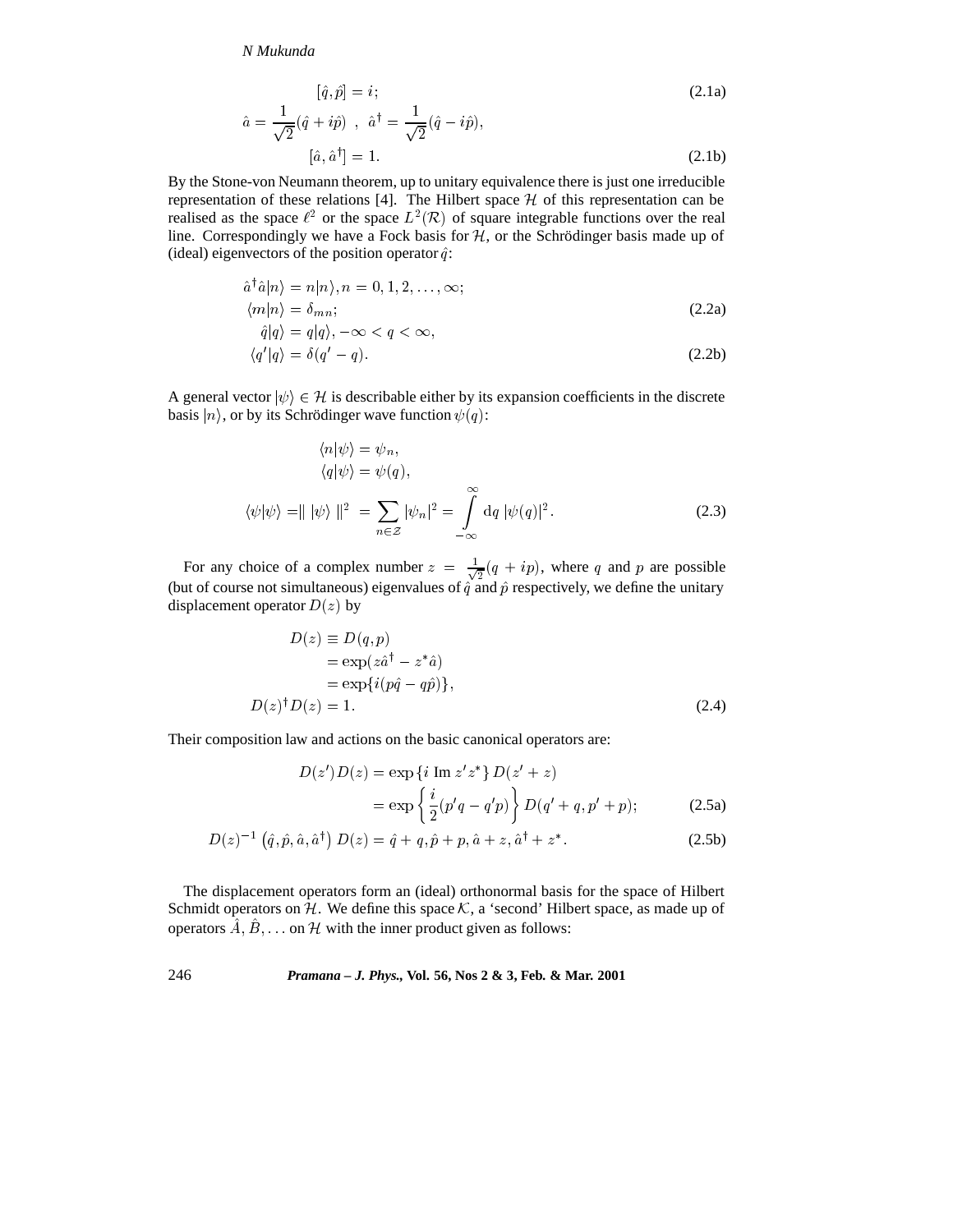$$[\hat{q}, \hat{p}] = i; \tag{2.1a}$$

$$\hat{a} = \frac{1}{\sqrt{2}}(\hat{q} + i\hat{p}) \ , \ \hat{a}^\dagger = \frac{1}{\sqrt{2}}(\hat{q} - i\hat{p}),$$
$$[\hat{a}, \hat{a}^\dagger] = 1. \tag{2.1b}$$

By the Stone-von Neumann theorem, up to unitary equivalence there is just one irreducible representation of these relations [4]. The Hilbert space $\mathcal{H}$ of this representation can be realised as the space $\ell^2$ or the space $L^2(\mathcal{R})$ of square integrable functions over the real line. Correspondingly we have a Fock basis for $\mathcal{H}$, or the Schrödinger basis made up of (ideal) eigenvectors of the position operator $\hat{q}$:

$$\hat{a}^\dagger \hat{a}|n\rangle = n|n\rangle, n = 0, 1, 2, \ldots, \infty;$$
$$\langle m|n\rangle = \delta_{mn}; \tag{2.2a}$$
$$\hat{q}|q\rangle = q|q\rangle, -\infty < q < \infty,$$
$$\langle q'|q\rangle = \delta(q' - q). \tag{2.2b}$$

A general vector $|\psi\rangle \in \mathcal{H}$ is describable either by its expansion coefficients in the discrete basis $|n\rangle$, or by its Schrödinger wave function $\psi(q)$:

$$\langle n|\psi\rangle = \psi_n,$$
$$\langle q|\psi\rangle = \psi(q),$$
$$\langle \psi|\psi\rangle = \| \, |\psi\rangle \, \|^2 = \sum_{n \in \mathcal{Z}} |\psi_n|^2 = \int_{-\infty}^{\infty} \mathrm{d}q \; |\psi(q)|^2. \tag{2.3}$$

For any choice of a complex number $z = \frac{1}{\sqrt{2}}(q + ip)$, where $q$ and $p$ are possible (but of course not simultaneous) eigenvalues of $\hat{q}$ and $\hat{p}$ respectively, we define the unitary displacement operator $D(z)$ by

$$\begin{aligned} D(z) &\equiv D(q, p) \\ &= \exp(z\hat{a}^\dagger - z^*\hat{a}) \\ &= \exp\{i(p\hat{q} - q\hat{p})\}, \\ D(z)^\dagger D(z) &= 1. \end{aligned} \tag{2.4}$$

Their composition law and actions on the basic canonical operators are:

$$\begin{aligned} D(z')D(z) &= \exp\{i \; \mathrm{Im} \; z' z^*\} \, D(z' + z) \\ &= \exp\left\{ \frac{i}{2}(p'q - q'p) \right\} D(q' + q, p' + p); \end{aligned} \tag{2.5a}$$

$$D(z)^{-1} \left(\hat{q}, \hat{p}, \hat{a}, \hat{a}^\dagger\right) D(z) = \hat{q} + q, \hat{p} + p, \hat{a} + z, \hat{a}^\dagger + z^*. \tag{2.5b}$$

The displacement operators form an (ideal) orthonormal basis for the space of Hilbert Schmidt operators on $\mathcal{H}$. We define this space $\mathcal{K}$, a 'second' Hilbert space, as made up of operators $\hat{A}, \hat{B}, \ldots$ on $\mathcal{H}$ with the inner product given as follows: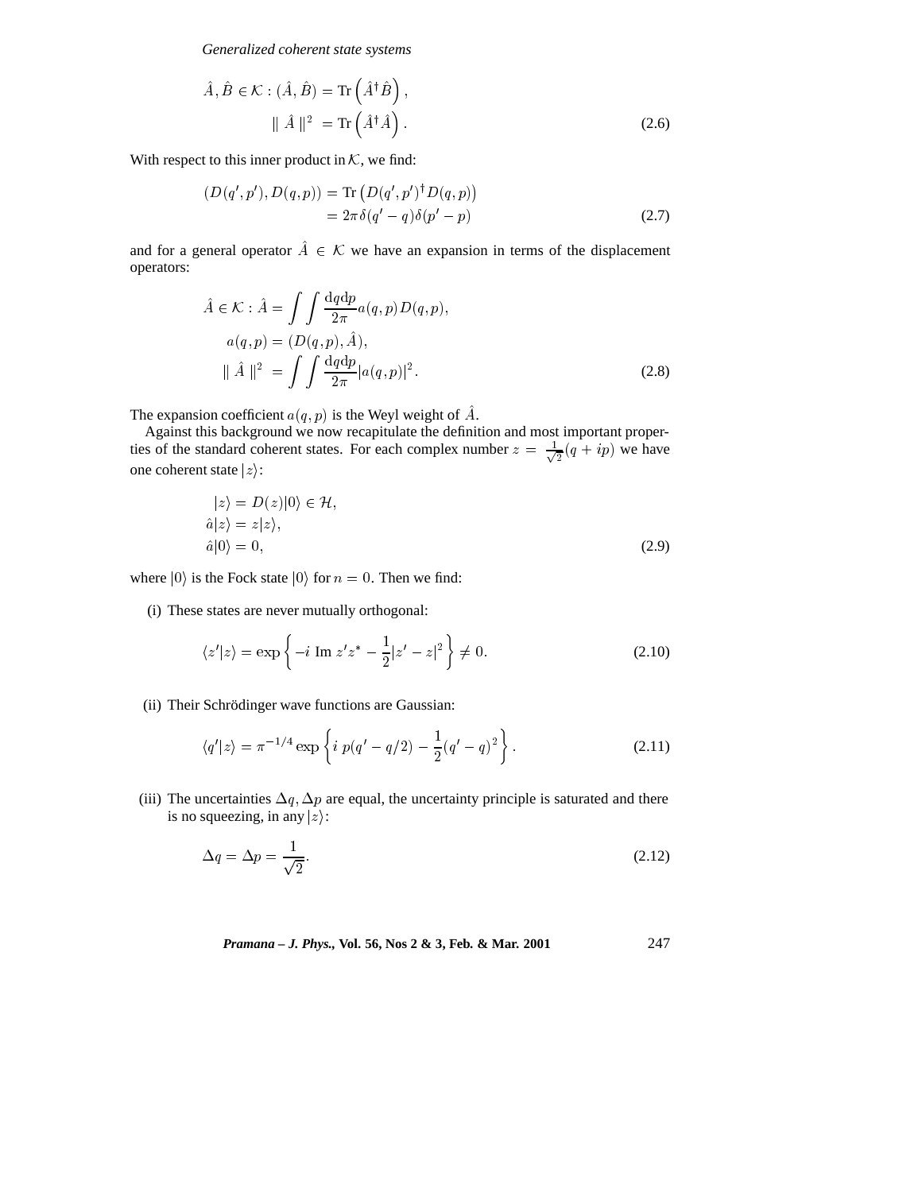$$\hat{A}, \hat{B} \in \mathcal{K} : (\hat{A}, \hat{B}) = \mathrm{Tr}\left(\hat{A}^\dagger \hat{B}\right),$$
$$\| \hat{A} \|^2 = \mathrm{Tr}\left(\hat{A}^\dagger \hat{A}\right). \tag{2.6}$$

With respect to this inner product in $\mathcal{K}$, we find:

$$\begin{aligned}(D(q', p'), D(q, p)) &= \mathrm{Tr}\left(D(q', p')^\dagger D(q, p)\right) \\ &= 2\pi \delta(q' - q)\delta(p' - p)\end{aligned} \tag{2.7}$$

and for a general operator $\hat{A} \in \mathcal{K}$ we have an expansion in terms of the displacement operators:

$$\begin{aligned}\hat{A} \in \mathcal{K} : \hat{A} &= \int\int \frac{\mathrm{d}q\mathrm{d}p}{2\pi} a(q, p) D(q, p), \\ a(q, p) &= (D(q, p), \hat{A}), \\ \| \hat{A} \|^2 &= \int\int \frac{\mathrm{d}q\mathrm{d}p}{2\pi} |a(q, p)|^2.\end{aligned} \tag{2.8}$$

The expansion coefficient $a(q, p)$ is the Weyl weight of $\hat{A}$.

Against this background we now recapitulate the definition and most important properties of the standard coherent states. For each complex number $z = \frac{1}{\sqrt{2}}(q + ip)$ we have one coherent state $|z\rangle$:

$$\begin{aligned}|z\rangle &= D(z)|0\rangle \in \mathcal{H}, \\ \hat{a}|z\rangle &= z|z\rangle, \\ \hat{a}|0\rangle &= 0,\end{aligned} \tag{2.9}$$

where $|0\rangle$ is the Fock state $|0\rangle$ for $n = 0$. Then we find:

(i) These states are never mutually orthogonal:

$$\langle z'|z\rangle = \exp\left\{-i \text{ Im } z'z^* - \frac{1}{2}|z' - z|^2\right\} \neq 0. \tag{2.10}$$

(ii) Their Schrödinger wave functions are Gaussian:

$$\langle q'|z\rangle = \pi^{-1/4} \exp\left\{i\, p(q' - q/2) - \frac{1}{2}(q' - q)^2\right\}. \tag{2.11}$$

(iii) The uncertainties $\Delta q, \Delta p$ are equal, the uncertainty principle is saturated and there is no squeezing, in any $|z\rangle$:

$$\Delta q = \Delta p = \frac{1}{\sqrt{2}}. \tag{2.12}$$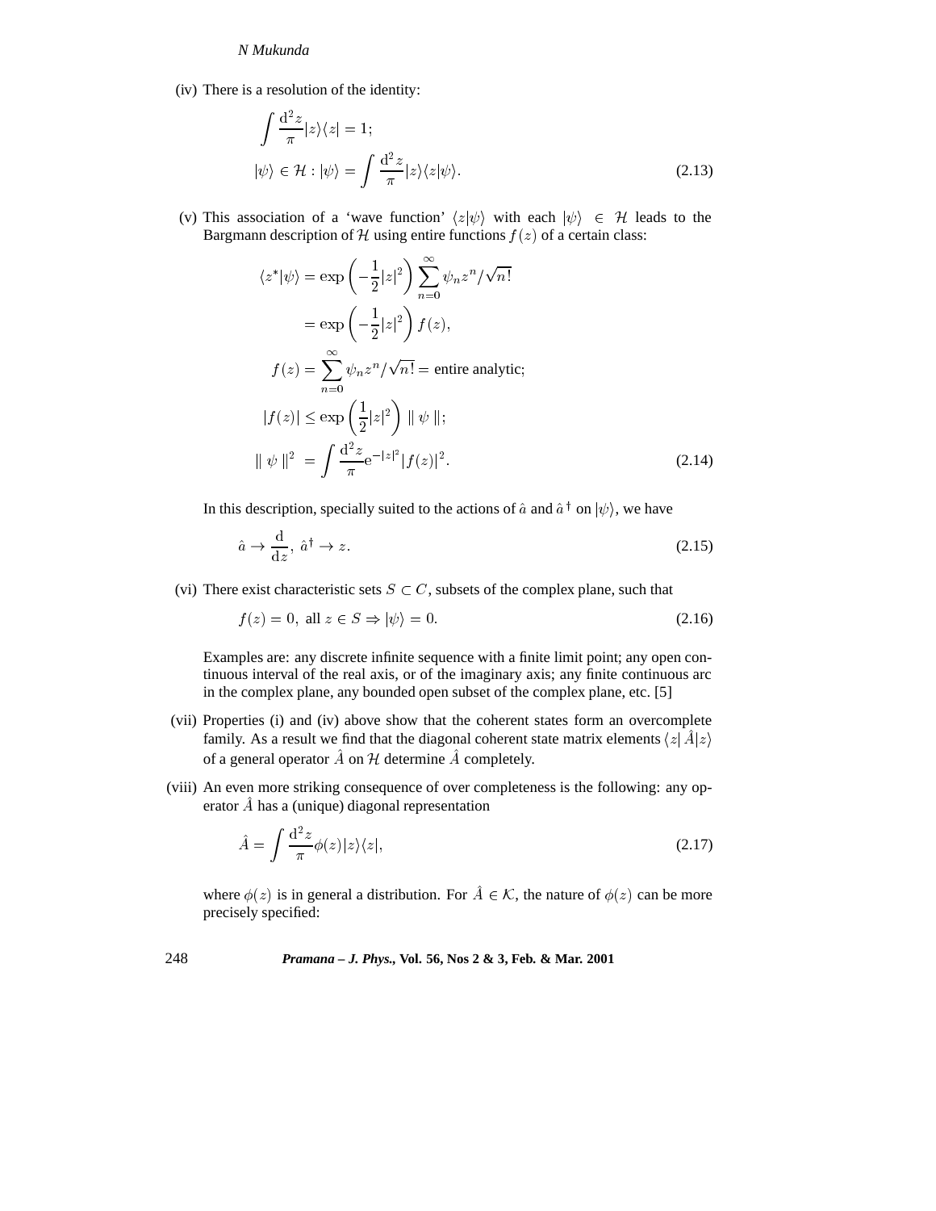(iv) There is a resolution of the identity:

$$\int \frac{\mathrm{d}^2 z}{\pi} |z\rangle\langle z| = 1;$$
$$|\psi\rangle \in \mathcal{H} : |\psi\rangle = \int \frac{\mathrm{d}^2 z}{\pi} |z\rangle\langle z|\psi\rangle. \tag{2.13}$$

(v) This association of a 'wave function' $\langle z|\psi\rangle$ with each $|\psi\rangle \in \mathcal{H}$ leads to the Bargmann description of $\mathcal{H}$ using entire functions $f(z)$ of a certain class:

$$\langle z^*|\psi\rangle = \exp\left(-\frac{1}{2}|z|^2\right) \sum_{n=0}^{\infty} \psi_n z^n/\sqrt{n!}$$
$$= \exp\left(-\frac{1}{2}|z|^2\right) f(z),$$
$$f(z) = \sum_{n=0}^{\infty} \psi_n z^n/\sqrt{n!} = \text{entire analytic;}$$
$$|f(z)| \leq \exp\left(\frac{1}{2}|z|^2\right) \parallel \psi \parallel;$$
$$\parallel \psi \parallel^2 \; = \int \frac{\mathrm{d}^2 z}{\pi} \mathrm{e}^{-|z|^2} |f(z)|^2. \tag{2.14}$$

In this description, specially suited to the actions of $\hat{a}$ and $\hat{a}^\dagger$ on $|\psi\rangle$, we have

$$\hat{a} \to \frac{\mathrm{d}}{\mathrm{d}z}, \; \hat{a}^\dagger \to z. \tag{2.15}$$

(vi) There exist characteristic sets $S \subset C$, subsets of the complex plane, such that

$$f(z) = 0, \text{ all } z \in S \Rightarrow |\psi\rangle = 0. \tag{2.16}$$

Examples are: any discrete infinite sequence with a finite limit point; any open continuous interval of the real axis, or of the imaginary axis; any finite continuous arc in the complex plane, any bounded open subset of the complex plane, etc. [5]

(vii) Properties (i) and (iv) above show that the coherent states form an overcomplete family. As a result we find that the diagonal coherent state matrix elements $\langle z|\hat{A}|z\rangle$ of a general operator $\hat{A}$ on $\mathcal{H}$ determine $\hat{A}$ completely.

(viii) An even more striking consequence of over completeness is the following: any operator $\hat{A}$ has a (unique) diagonal representation

$$\hat{A} = \int \frac{\mathrm{d}^2 z}{\pi} \phi(z) |z\rangle\langle z|, \tag{2.17}$$

where $\phi(z)$ is in general a distribution. For $\hat{A} \in \mathcal{K}$, the nature of $\phi(z)$ can be more precisely specified: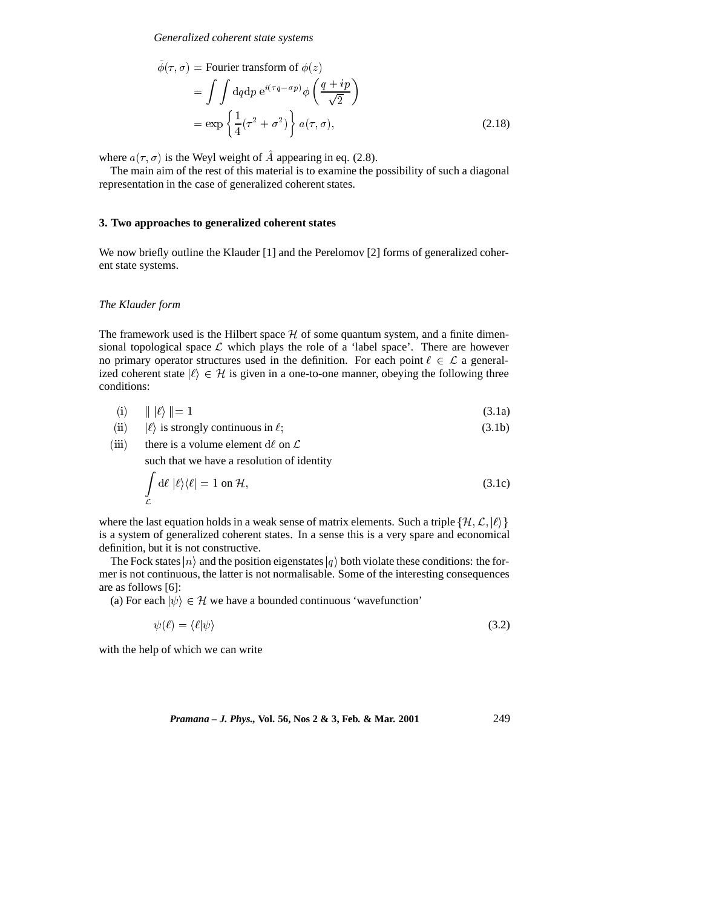$$
\begin{aligned}
\tilde{\phi}(\tau, \sigma) &= \text{Fourier transform of } \phi(z) \\
&= \int\int \mathrm{d}q\mathrm{d}p \; \mathrm{e}^{i(\tau q - \sigma p)} \phi\left(\frac{q + ip}{\sqrt{2}}\right) \\
&= \exp\left\{\frac{1}{4}(\tau^2 + \sigma^2)\right\} a(\tau, \sigma),
\end{aligned}
\tag{2.18}
$$

where $a(\tau, \sigma)$ is the Weyl weight of $\hat{A}$ appearing in eq. (2.8).

The main aim of the rest of this material is to examine the possibility of such a diagonal representation in the case of generalized coherent states.

## 3. Two approaches to generalized coherent states

We now briefly outline the Klauder [1] and the Perelomov [2] forms of generalized coherent state systems.

### *The Klauder form*

The framework used is the Hilbert space $\mathcal{H}$ of some quantum system, and a finite dimensional topological space $\mathcal{L}$ which plays the role of a 'label space'. There are however no primary operator structures used in the definition. For each point $\ell \in \mathcal{L}$ a generalized coherent state $|\ell\rangle \in \mathcal{H}$ is given in a one-to-one manner, obeying the following three conditions:

(i) $\quad \| \, |\ell\rangle \, \| = 1$ (3.1a)

(ii) $\quad |\ell\rangle$ is strongly continuous in $\ell$; (3.1b)

(iii) $\quad$ there is a volume element $\mathrm{d}\ell$ on $\mathcal{L}$ such that we have a resolution of identity

$$
\int_{\mathcal{L}} \mathrm{d}\ell \; |\ell\rangle\langle\ell| = 1 \text{ on } \mathcal{H},
\tag{3.1c}
$$

where the last equation holds in a weak sense of matrix elements. Such a triple $\{\mathcal{H}, \mathcal{L}, |\ell\rangle\}$ is a system of generalized coherent states. In a sense this is a very spare and economical definition, but it is not constructive.

The Fock states $|n\rangle$ and the position eigenstates $|q\rangle$ both violate these conditions: the former is not continuous, the latter is not normalisable. Some of the interesting consequences are as follows [6]:

(a) For each $|\psi\rangle \in \mathcal{H}$ we have a bounded continuous 'wavefunction'

$$
\psi(\ell) = \langle\ell|\psi\rangle
\tag{3.2}
$$

with the help of which we can write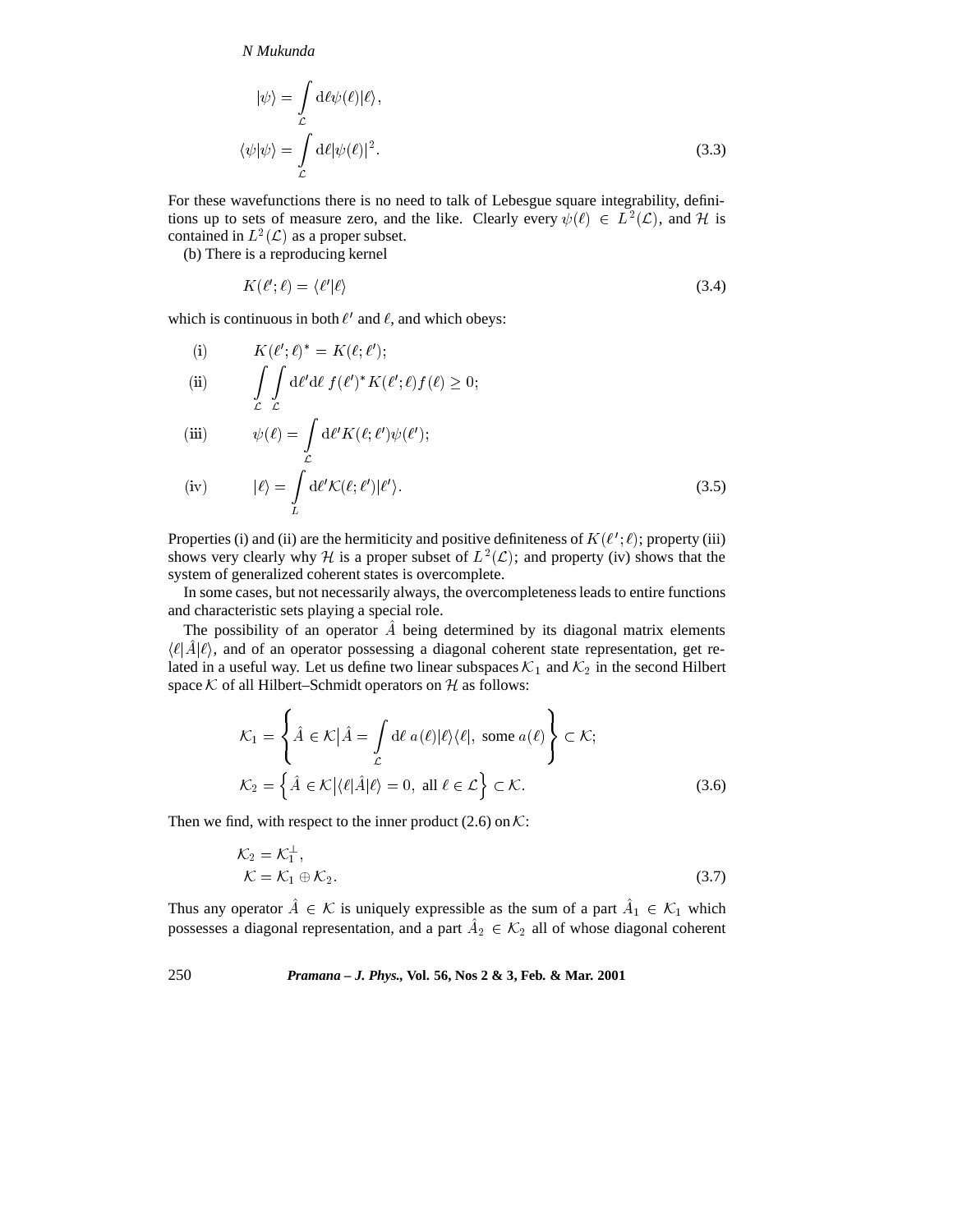$$
\begin{aligned}
|\psi\rangle &= \int_{\mathcal{L}} \mathrm{d}\ell\, \psi(\ell)|\ell\rangle, \\
\langle\psi|\psi\rangle &= \int_{\mathcal{L}} \mathrm{d}\ell |\psi(\ell)|^2.
\end{aligned}
\tag{3.3}
$$

For these wavefunctions there is no need to talk of Lebesgue square integrability, definitions up to sets of measure zero, and the like. Clearly every $\psi(\ell) \in L^2(\mathcal{L})$, and $\mathcal{H}$ is contained in $L^2(\mathcal{L})$ as a proper subset.

(b) There is a reproducing kernel

$$
K(\ell';\ell) = \langle\ell'|\ell\rangle \tag{3.4}
$$

which is continuous in both $\ell'$ and $\ell$, and which obeys:

$$
\begin{aligned}
&\text{(i)} \qquad K(\ell';\ell)^* = K(\ell;\ell'); \\
&\text{(ii)} \qquad \int_{\mathcal{L}}\int_{\mathcal{L}} \mathrm{d}\ell'\mathrm{d}\ell\, f(\ell')^* K(\ell';\ell) f(\ell) \geq 0; \\
&\text{(iii)} \qquad \psi(\ell) = \int_{\mathcal{L}} \mathrm{d}\ell' K(\ell;\ell')\psi(\ell'); \\
&\text{(iv)} \qquad |\ell\rangle = \int_{L} \mathrm{d}\ell' \mathcal{K}(\ell;\ell')|\ell'\rangle.
\end{aligned}
\tag{3.5}
$$

Properties (i) and (ii) are the hermiticity and positive definiteness of $K(\ell';\ell)$; property (iii) shows very clearly why $\mathcal{H}$ is a proper subset of $L^2(\mathcal{L})$; and property (iv) shows that the system of generalized coherent states is overcomplete.

In some cases, but not necessarily always, the overcompleteness leads to entire functions and characteristic sets playing a special role.

The possibility of an operator $\hat{A}$ being determined by its diagonal matrix elements $\langle\ell|\hat{A}|\ell\rangle$, and of an operator possessing a diagonal coherent state representation, get related in a useful way. Let us define two linear subspaces $\mathcal{K}_1$ and $\mathcal{K}_2$ in the second Hilbert space $\mathcal{K}$ of all Hilbert–Schmidt operators on $\mathcal{H}$ as follows:

$$
\begin{aligned}
\mathcal{K}_1 &= \left\{ \hat{A} \in \mathcal{K} \big| \hat{A} = \int_{\mathcal{L}} \mathrm{d}\ell\; a(\ell)|\ell\rangle\langle\ell|,\ \text{some } a(\ell) \right\} \subset \mathcal{K}; \\
\mathcal{K}_2 &= \left\{ \hat{A} \in \mathcal{K} \big| \langle\ell|\hat{A}|\ell\rangle = 0,\ \text{all } \ell \in \mathcal{L} \right\} \subset \mathcal{K}.
\end{aligned}
\tag{3.6}
$$

Then we find, with respect to the inner product (2.6) on $\mathcal{K}$:

$$
\begin{aligned}
&\mathcal{K}_2 = \mathcal{K}_1^\perp, \\
&\mathcal{K} = \mathcal{K}_1 \oplus \mathcal{K}_2.
\end{aligned}
\tag{3.7}
$$

Thus any operator $\hat{A} \in \mathcal{K}$ is uniquely expressible as the sum of a part $\hat{A}_1 \in \mathcal{K}_1$ which possesses a diagonal representation, and a part $\hat{A}_2 \in \mathcal{K}_2$ all of whose diagonal coherent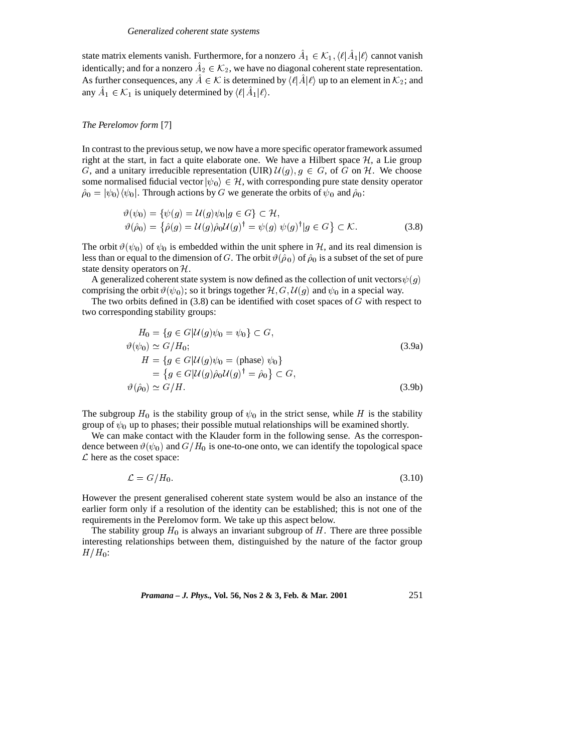state matrix elements vanish. Furthermore, for a nonzero $\hat{A}_1 \in \mathcal{K}_1$, $\langle \ell | \hat{A}_1 | \ell \rangle$ cannot vanish identically; and for a nonzero $\hat{A}_2 \in \mathcal{K}_2$, we have no diagonal coherent state representation. As further consequences, any $\hat{A} \in \mathcal{K}$ is determined by $\langle \ell | \hat{A} | \ell \rangle$ up to an element in $\mathcal{K}_2$; and any $\hat{A}_1 \in \mathcal{K}_1$ is uniquely determined by $\langle \ell | \hat{A}_1 | \ell \rangle$.

*The Perelomov form* [7]

In contrast to the previous setup, we now have a more specific operator framework assumed right at the start, in fact a quite elaborate one. We have a Hilbert space $\mathcal{H}$, a Lie group $G$, and a unitary irreducible representation (UIR) $\mathcal{U}(g), g \in G$, of $G$ on $\mathcal{H}$. We choose some normalised fiducial vector $|\psi_0\rangle \in \mathcal{H}$, with corresponding pure state density operator $\hat{\rho}_0 = |\psi_0\rangle\langle\psi_0|$. Through actions by $G$ we generate the orbits of $\psi_0$ and $\hat{\rho}_0$:

$$
\begin{aligned}
\vartheta(\psi_0) &= \{\psi(g) = \mathcal{U}(g)\psi_0 | g \in G\} \subset \mathcal{H}, \\
\vartheta(\hat{\rho}_0) &= \left\{\hat{\rho}(g) = \mathcal{U}(g)\hat{\rho}_0\mathcal{U}(g)^\dagger = \psi(g)\ \psi(g)^\dagger | g \in G\right\} \subset \mathcal{K}.
\end{aligned} \tag{3.8}
$$

The orbit $\vartheta(\psi_0)$ of $\psi_0$ is embedded within the unit sphere in $\mathcal{H}$, and its real dimension is less than or equal to the dimension of $G$. The orbit $\vartheta(\hat{\rho}_0)$ of $\hat{\rho}_0$ is a subset of the set of pure state density operators on $\mathcal{H}$.

A generalized coherent state system is now defined as the collection of unit vectors $\psi(g)$ comprising the orbit $\vartheta(\psi_0)$; so it brings together $\mathcal{H}, G, \mathcal{U}(g)$ and $\psi_0$ in a special way.

The two orbits defined in (3.8) can be identified with coset spaces of $G$ with respect to two corresponding stability groups:

$$
\begin{aligned}
H_0 &= \{g \in G | \mathcal{U}(g)\psi_0 = \psi_0\} \subset G, \\
\vartheta(\psi_0) &\simeq G/H_0;
\end{aligned} \tag{3.9a}
$$

$$
\begin{aligned}
H &= \{g \in G | \mathcal{U}(g)\psi_0 = (\text{phase})\ \psi_0\} \\
&= \left\{g \in G | \mathcal{U}(g)\hat{\rho}_0\mathcal{U}(g)^\dagger = \hat{\rho}_0\right\} \subset G, \\
\vartheta(\hat{\rho}_0) &\simeq G/H.
\end{aligned} \tag{3.9b}
$$

The subgroup $H_0$ is the stability group of $\psi_0$ in the strict sense, while $H$ is the stability group of $\psi_0$ up to phases; their possible mutual relationships will be examined shortly.

We can make contact with the Klauder form in the following sense. As the correspondence between $\vartheta(\psi_0)$ and $G/H_0$ is one-to-one onto, we can identify the topological space $\mathcal{L}$ here as the coset space:

$$
\mathcal{L} = G/H_0. \tag{3.10}
$$

However the present generalised coherent state system would be also an instance of the earlier form only if a resolution of the identity can be established; this is not one of the requirements in the Perelomov form. We take up this aspect below.

The stability group $H_0$ is always an invariant subgroup of $H$. There are three possible interesting relationships between them, distinguished by the nature of the factor group $H/H_0$: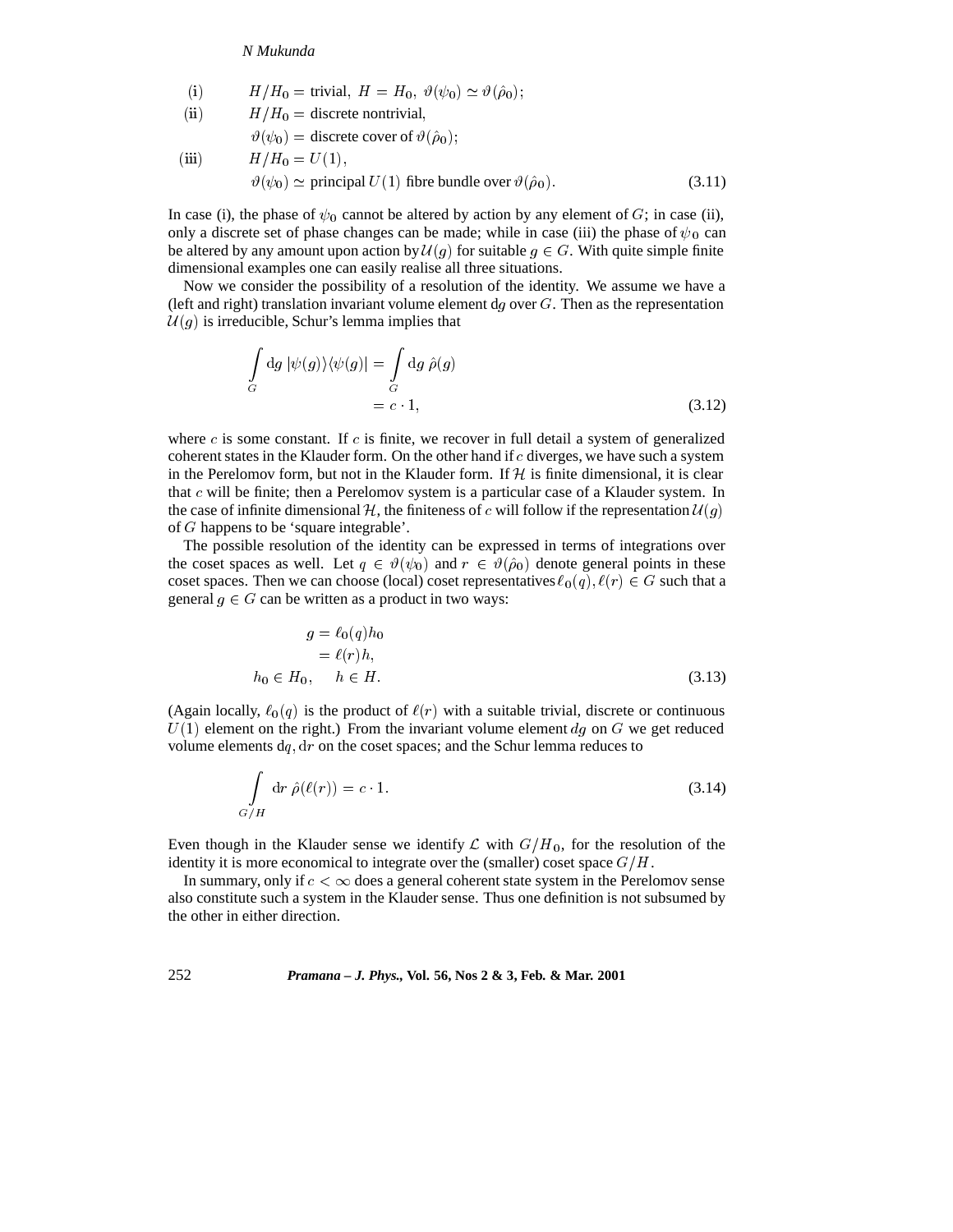$$
\begin{aligned}
&\text{(i)} \qquad H/H_0 = \text{trivial},\ H = H_0,\ \vartheta(\psi_0) \simeq \vartheta(\hat{\rho}_0);\\
&\text{(ii)} \qquad H/H_0 = \text{discrete nontrivial},\\
&\qquad\qquad \vartheta(\psi_0) = \text{discrete cover of } \vartheta(\hat{\rho}_0);\\
&\text{(iii)} \qquad H/H_0 = U(1),\\
&\qquad\qquad \vartheta(\psi_0) \simeq \text{principal } U(1) \text{ fibre bundle over } \vartheta(\hat{\rho}_0).
\end{aligned} \tag{3.11}
$$

In case (i), the phase of $\psi_0$ cannot be altered by action by any element of $G$; in case (ii), only a discrete set of phase changes can be made; while in case (iii) the phase of $\psi_0$ can be altered by any amount upon action by $\mathcal{U}(g)$ for suitable $g \in G$. With quite simple finite dimensional examples one can easily realise all three situations.

Now we consider the possibility of a resolution of the identity. We assume we have a (left and right) translation invariant volume element $\mathrm{d}g$ over $G$. Then as the representation $\mathcal{U}(g)$ is irreducible, Schur's lemma implies that

$$
\begin{aligned}
\int_G \mathrm{d}g\ |\psi(g)\rangle\langle\psi(g)| &= \int_G \mathrm{d}g\ \hat{\rho}(g)\\
&= c \cdot 1,
\end{aligned} \tag{3.12}
$$

where $c$ is some constant. If $c$ is finite, we recover in full detail a system of generalized coherent states in the Klauder form. On the other hand if $c$ diverges, we have such a system in the Perelomov form, but not in the Klauder form. If $\mathcal{H}$ is finite dimensional, it is clear that $c$ will be finite; then a Perelomov system is a particular case of a Klauder system. In the case of infinite dimensional $\mathcal{H}$, the finiteness of $c$ will follow if the representation $\mathcal{U}(g)$ of $G$ happens to be 'square integrable'.

The possible resolution of the identity can be expressed in terms of integrations over the coset spaces as well. Let $q \in \vartheta(\psi_0)$ and $r \in \vartheta(\hat{\rho}_0)$ denote general points in these coset spaces. Then we can choose (local) coset representatives $\ell_0(q), \ell(r) \in G$ such that a general $g \in G$ can be written as a product in two ways:

$$
\begin{aligned}
g &= \ell_0(q) h_0\\
&= \ell(r) h,\\
h_0 \in H_0&, \quad h \in H.
\end{aligned} \tag{3.13}
$$

(Again locally, $\ell_0(q)$ is the product of $\ell(r)$ with a suitable trivial, discrete or continuous $U(1)$ element on the right.) From the invariant volume element $dg$ on $G$ we get reduced volume elements $\mathrm{d}q, \mathrm{d}r$ on the coset spaces; and the Schur lemma reduces to

$$
\int_{G/H} \mathrm{d}r\ \hat{\rho}(\ell(r)) = c \cdot 1. \tag{3.14}
$$

Even though in the Klauder sense we identify $\mathcal{L}$ with $G/H_0$, for the resolution of the identity it is more economical to integrate over the (smaller) coset space $G/H$.

In summary, only if $c < \infty$ does a general coherent state system in the Perelomov sense also constitute such a system in the Klauder sense. Thus one definition is not subsumed by the other in either direction.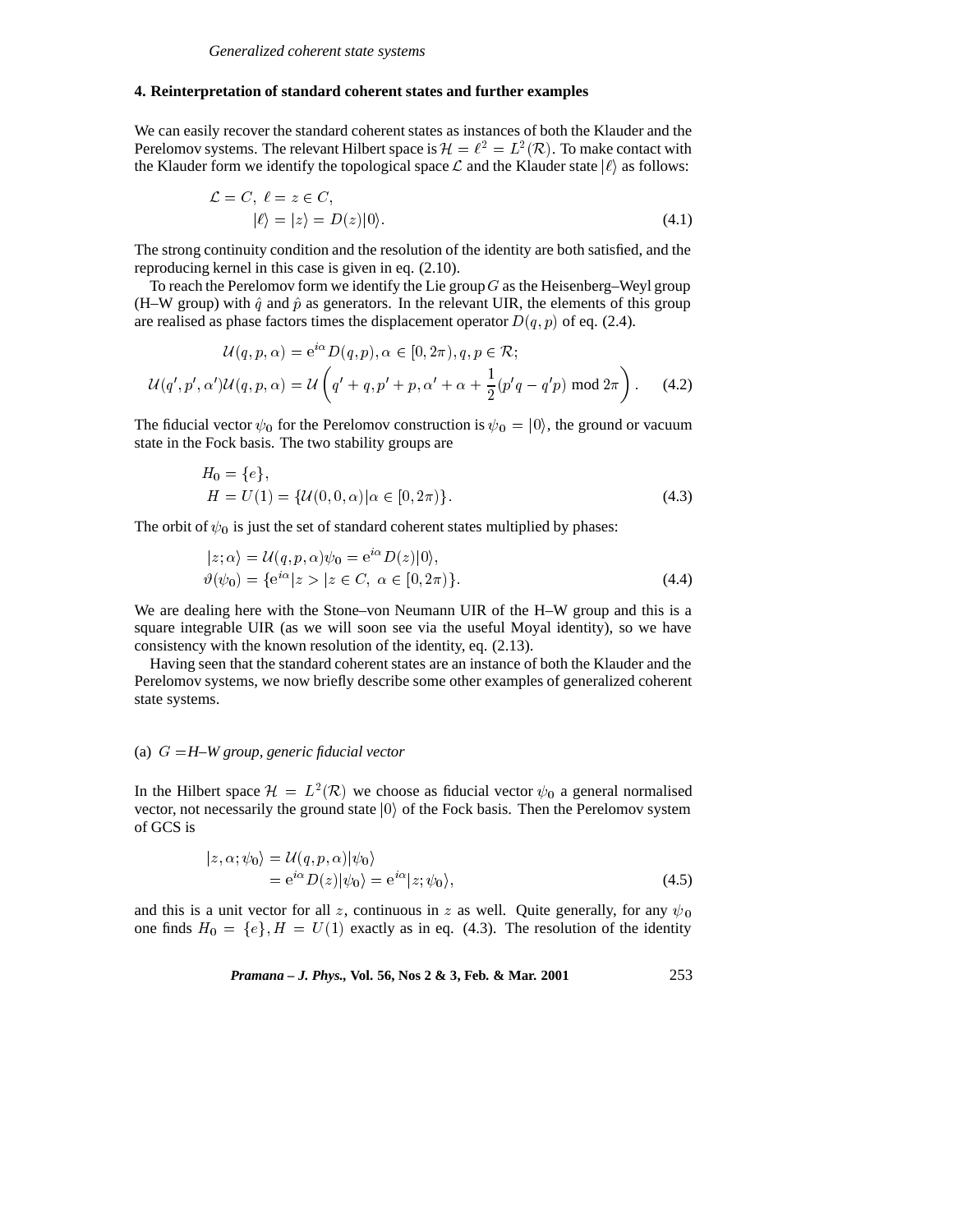## 4. Reinterpretation of standard coherent states and further examples

We can easily recover the standard coherent states as instances of both the Klauder and the Perelomov systems. The relevant Hilbert space is $\mathcal{H} = \ell^2 = L^2(\mathcal{R})$. To make contact with the Klauder form we identify the topological space $\mathcal{L}$ and the Klauder state $|\ell\rangle$ as follows:

$$
\begin{aligned}
\mathcal{L} = C,\ \ell = z \in C,& \\
|\ell\rangle = |z\rangle = D(z)|0\rangle.& \qquad (4.1)
\end{aligned}
$$

The strong continuity condition and the resolution of the identity are both satisfied, and the reproducing kernel in this case is given in eq. (2.10).

To reach the Perelomov form we identify the Lie group $G$ as the Heisenberg–Weyl group (H–W group) with $\hat{q}$ and $\hat{p}$ as generators. In the relevant UIR, the elements of this group are realised as phase factors times the displacement operator $D(q,p)$ of eq. (2.4).

$$
\begin{aligned}
\mathcal{U}(q,p,\alpha) &= \mathrm{e}^{i\alpha} D(q,p), \alpha \in [0,2\pi), q,p \in \mathcal{R}; \\
\mathcal{U}(q',p',\alpha')\mathcal{U}(q,p,\alpha) &= \mathcal{U}\left(q'+q, p'+p, \alpha'+\alpha+\frac{1}{2}(p'q-q'p) \bmod 2\pi\right). \qquad (4.2)
\end{aligned}
$$

The fiducial vector $\psi_0$ for the Perelomov construction is $\psi_0 = |0\rangle$, the ground or vacuum state in the Fock basis. The two stability groups are

$$
\begin{aligned}
H_0 &= \{e\}, \\
H &= U(1) = \{\mathcal{U}(0,0,\alpha) | \alpha \in [0,2\pi)\}. \qquad (4.3)
\end{aligned}
$$

The orbit of $\psi_0$ is just the set of standard coherent states multiplied by phases:

$$
\begin{aligned}
|z;\alpha\rangle &= \mathcal{U}(q,p,\alpha)\psi_0 = \mathrm{e}^{i\alpha} D(z)|0\rangle, \\
\vartheta(\psi_0) &= \{\mathrm{e}^{i\alpha}|z> | z \in C,\ \alpha \in [0,2\pi)\}. \qquad (4.4)
\end{aligned}
$$

We are dealing here with the Stone–von Neumann UIR of the H–W group and this is a square integrable UIR (as we will soon see via the useful Moyal identity), so we have consistency with the known resolution of the identity, eq. (2.13).

Having seen that the standard coherent states are an instance of both the Klauder and the Perelomov systems, we now briefly describe some other examples of generalized coherent state systems.

### (a) $G =$ *H–W group, generic fiducial vector*

In the Hilbert space $\mathcal{H} = L^2(\mathcal{R})$ we choose as fiducial vector $\psi_0$ a general normalised vector, not necessarily the ground state $|0\rangle$ of the Fock basis. Then the Perelomov system of GCS is

$$
\begin{aligned}
|z,\alpha;\psi_0\rangle &= \mathcal{U}(q,p,\alpha)|\psi_0\rangle \\
&= \mathrm{e}^{i\alpha} D(z)|\psi_0\rangle = \mathrm{e}^{i\alpha}|z;\psi_0\rangle, \qquad (4.5)
\end{aligned}
$$

and this is a unit vector for all $z$, continuous in $z$ as well. Quite generally, for any $\psi_0$ one finds $H_0 = \{e\}, H = U(1)$ exactly as in eq. (4.3). The resolution of the identity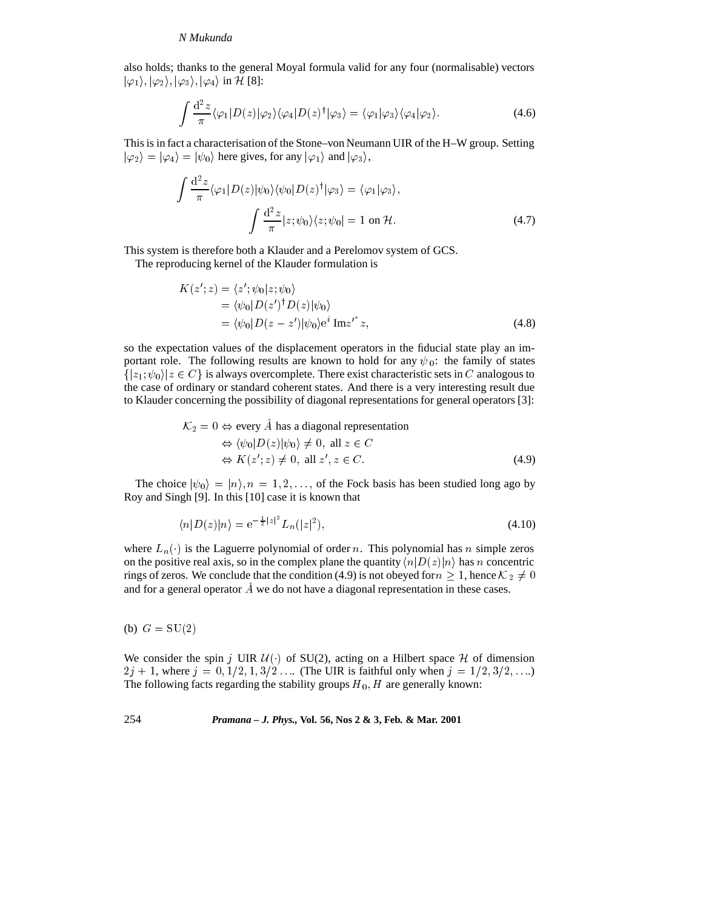also holds; thanks to the general Moyal formula valid for any four (normalisable) vectors $|\varphi_1\rangle, |\varphi_2\rangle, |\varphi_3\rangle, |\varphi_4\rangle$ in $\mathcal{H}$ [8]:

$$\int \frac{\mathrm{d}^2 z}{\pi} \langle\varphi_1|D(z)|\varphi_2\rangle\langle\varphi_4|D(z)^\dagger|\varphi_3\rangle = \langle\varphi_1|\varphi_3\rangle\langle\varphi_4|\varphi_2\rangle. \tag{4.6}$$

This is in fact a characterisation of the Stone–von Neumann UIR of the H–W group. Setting $|\varphi_2\rangle = |\varphi_4\rangle = |\psi_0\rangle$ here gives, for any $|\varphi_1\rangle$ and $|\varphi_3\rangle$,

$$\int \frac{\mathrm{d}^2 z}{\pi} \langle\varphi_1|D(z)|\psi_0\rangle\langle\psi_0|D(z)^\dagger|\varphi_3\rangle = \langle\varphi_1|\varphi_3\rangle,$$
$$\int \frac{\mathrm{d}^2 z}{\pi} |z;\psi_0\rangle\langle z;\psi_0| = 1 \text{ on } \mathcal{H}. \tag{4.7}$$

This system is therefore both a Klauder and a Perelomov system of GCS.

The reproducing kernel of the Klauder formulation is

$$\begin{aligned} K(z';z) &= \langle z';\psi_0|z;\psi_0\rangle \\ &= \langle\psi_0|D(z')^\dagger D(z)|\psi_0\rangle \\ &= \langle\psi_0|D(z-z')|\psi_0\rangle \mathrm{e}^{i\,\mathrm{Im} z'^* z}, \end{aligned} \tag{4.8}$$

so the expectation values of the displacement operators in the fiducial state play an important role. The following results are known to hold for any $\psi_0$: the family of states $\{|z_1;\psi_0\rangle | z \in C\}$ is always overcomplete. There exist characteristic sets in $C$ analogous to the case of ordinary or standard coherent states. And there is a very interesting result due to Klauder concerning the possibility of diagonal representations for general operators [3]:

$$\begin{aligned} \mathcal{K}_2 = 0 &\Leftrightarrow \text{every } \hat{A} \text{ has a diagonal representation} \\ &\Leftrightarrow \langle\psi_0|D(z)|\psi_0\rangle \neq 0, \text{ all } z \in C \\ &\Leftrightarrow K(z';z) \neq 0, \text{ all } z', z \in C. \end{aligned} \tag{4.9}$$

The choice $|\psi_0\rangle = |n\rangle, n = 1, 2, \ldots,$ of the Fock basis has been studied long ago by Roy and Singh [9]. In this [10] case it is known that

$$\langle n|D(z)|n\rangle = \mathrm{e}^{-\frac{1}{2}|z|^2} L_n(|z|^2), \tag{4.10}$$

where $L_n(\cdot)$ is the Laguerre polynomial of order $n$. This polynomial has $n$ simple zeros on the positive real axis, so in the complex plane the quantity $\langle n|D(z)|n\rangle$ has $n$ concentric rings of zeros. We conclude that the condition (4.9) is not obeyed for $n \geq 1$, hence $\mathcal{K}_2 \neq 0$ and for a general operator $\hat{A}$ we do not have a diagonal representation in these cases.

(b) $G = \mathrm{SU}(2)$

We consider the spin $j$ UIR $\mathcal{U}(\cdot)$ of SU(2), acting on a Hilbert space $\mathcal{H}$ of dimension $2j+1$, where $j = 0, 1/2, 1, 3/2 \ldots$. (The UIR is faithful only when $j = 1/2, 3/2, \ldots$.) The following facts regarding the stability groups $H_0, H$ are generally known: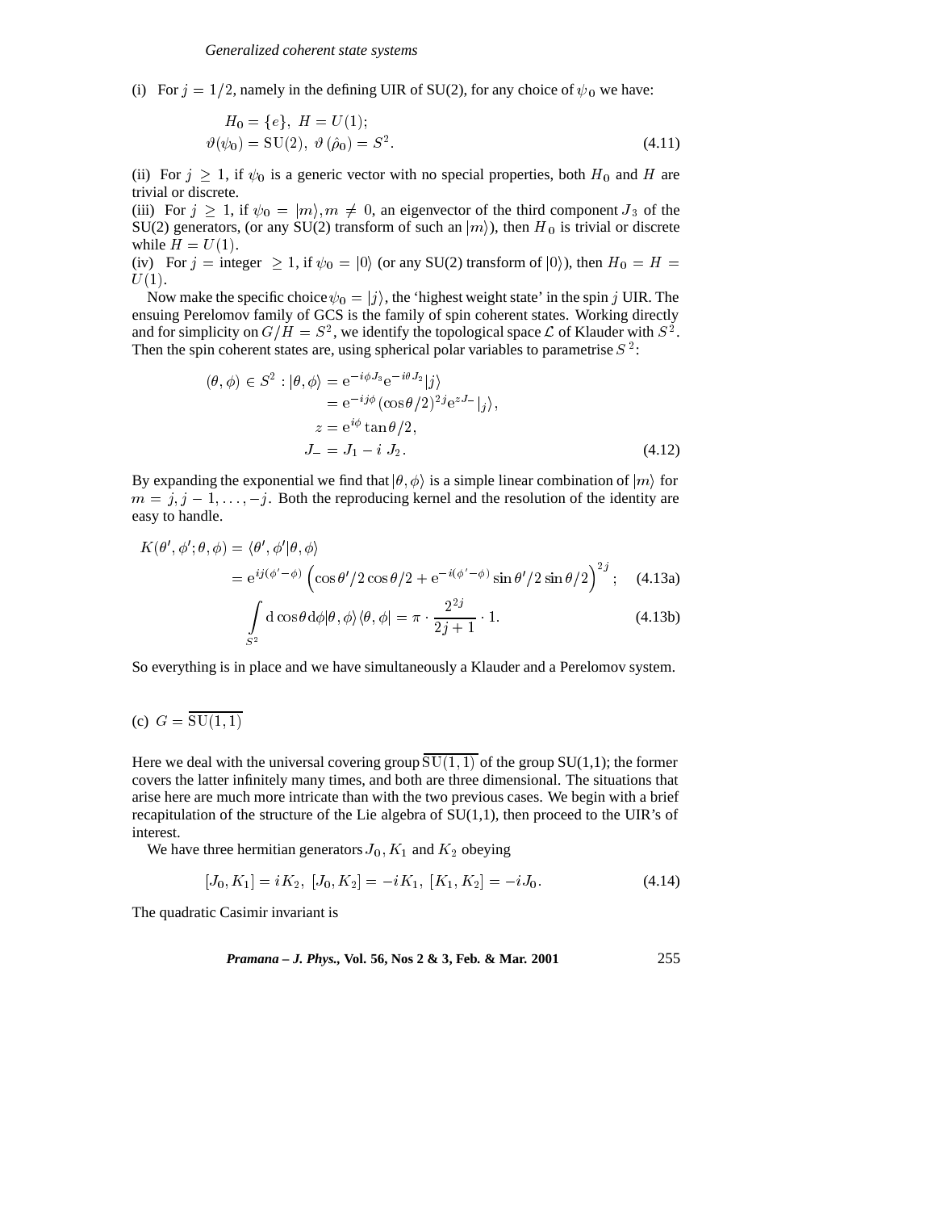(i) For $j = 1/2$, namely in the defining UIR of SU(2), for any choice of $\psi_0$ we have:

$$
\begin{aligned}
&H_0 = \{e\},\ H = U(1); \\
&\vartheta(\psi_0) = \mathrm{SU}(2),\ \vartheta(\hat{\rho}_0) = S^2.
\end{aligned}
\tag{4.11}
$$

(ii) For $j \geq 1$, if $\psi_0$ is a generic vector with no special properties, both $H_0$ and $H$ are trivial or discrete.

(iii) For $j \geq 1$, if $\psi_0 = |m\rangle, m \neq 0$, an eigenvector of the third component $J_3$ of the SU(2) generators, (or any SU(2) transform of such an $|m\rangle$), then $H_0$ is trivial or discrete while $H = U(1)$.

(iv) For $j =$ integer $\geq 1$, if $\psi_0 = |0\rangle$ (or any SU(2) transform of $|0\rangle$), then $H_0 = H = U(1)$.

Now make the specific choice $\psi_0 = |j\rangle$, the 'highest weight state' in the spin $j$ UIR. The ensuing Perelomov family of GCS is the family of spin coherent states. Working directly and for simplicity on $G/H = S^2$, we identify the topological space $\mathcal{L}$ of Klauder with $S^2$. Then the spin coherent states are, using spherical polar variables to parametrise $S^2$:

$$
\begin{aligned}
(\theta, \phi) \in S^2 : |\theta, \phi\rangle &= \mathrm{e}^{-i\phi J_3} \mathrm{e}^{-i\theta J_2} |j\rangle \\
&= \mathrm{e}^{-ij\phi} (\cos\theta/2)^{2j} \mathrm{e}^{zJ_-} |j\rangle, \\
z &= \mathrm{e}^{i\phi} \tan\theta/2, \\
J_- &= J_1 - i\, J_2.
\end{aligned}
\tag{4.12}
$$

By expanding the exponential we find that $|\theta, \phi\rangle$ is a simple linear combination of $|m\rangle$ for $m = j, j-1, \ldots, -j$. Both the reproducing kernel and the resolution of the identity are easy to handle.

$$
\begin{aligned}
K(\theta', \phi'; \theta, \phi) &= \langle \theta', \phi' | \theta, \phi \rangle \\
&= \mathrm{e}^{ij(\phi' - \phi)} \left( \cos\theta'/2 \cos\theta/2 + \mathrm{e}^{-i(\phi' - \phi)} \sin\theta'/2 \sin\theta/2 \right)^{2j};
\end{aligned}
\tag{4.13a}
$$

$$
\int_{S^2} \mathrm{d}\cos\theta \mathrm{d}\phi |\theta, \phi\rangle\langle\theta, \phi| = \pi \cdot \frac{2^{2j}}{2j+1} \cdot 1.
\tag{4.13b}
$$

So everything is in place and we have simultaneously a Klauder and a Perelomov system.

### (c) $G = \overline{\mathrm{SU}(1,1)}$

Here we deal with the universal covering group $\overline{\mathrm{SU}(1,1)}$ of the group SU(1,1); the former covers the latter infinitely many times, and both are three dimensional. The situations that arise here are much more intricate than with the two previous cases. We begin with a brief recapitulation of the structure of the Lie algebra of SU(1,1), then proceed to the UIR's of interest.

We have three hermitian generators $J_0, K_1$ and $K_2$ obeying

$$
[J_0, K_1] = iK_2,\ [J_0, K_2] = -iK_1,\ [K_1, K_2] = -iJ_0.
\tag{4.14}
$$

The quadratic Casimir invariant is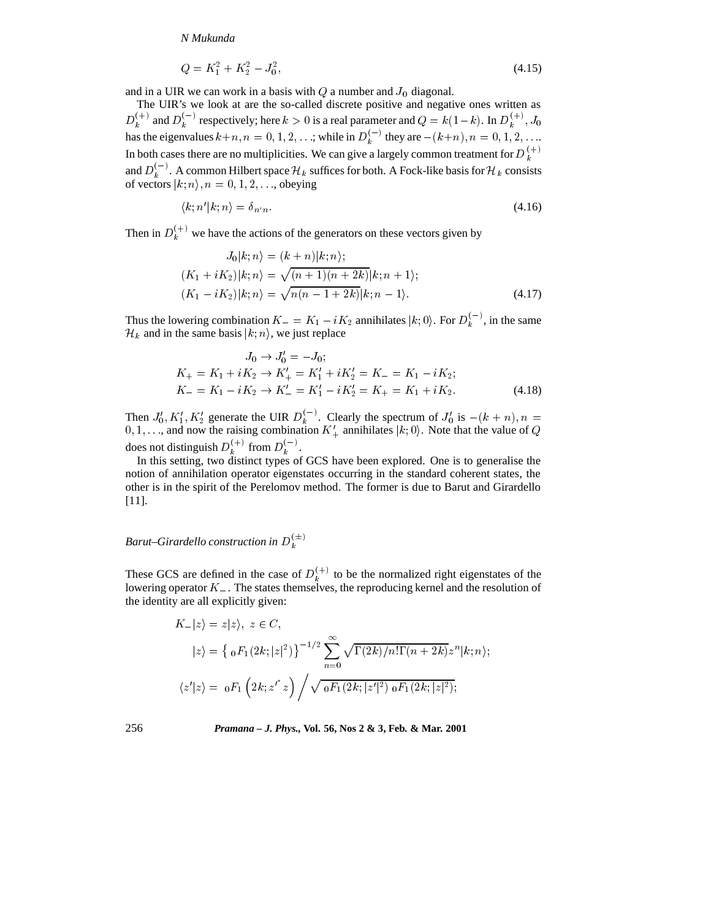$$Q = K_1^2 + K_2^2 - J_0^2, \tag{4.15}$$

and in a UIR we can work in a basis with $Q$ a number and $J_0$ diagonal.

The UIR's we look at are the so-called discrete positive and negative ones written as $D_k^{(+)}$ and $D_k^{(-)}$ respectively; here $k > 0$ is a real parameter and $Q = k(1-k)$. In $D_k^{(+)}$, $J_0$ has the eigenvalues $k+n, n = 0, 1, 2, \ldots$; while in $D_k^{(-)}$ they are $-(k+n), n = 0, 1, 2, \ldots$. In both cases there are no multiplicities. We can give a largely common treatment for $D_k^{(+)}$ and $D_k^{(-)}$. A common Hilbert space $\mathcal{H}_k$ suffices for both. A Fock-like basis for $\mathcal{H}_k$ consists of vectors $|k;n\rangle, n = 0, 1, 2, \ldots$, obeying

$$\langle k; n' | k; n\rangle = \delta_{n'n}. \tag{4.16}$$

Then in $D_k^{(+)}$ we have the actions of the generators on these vectors given by

$$\begin{aligned}
J_0|k;n\rangle &= (k+n)|k;n\rangle; \\
(K_1 + iK_2)|k;n\rangle &= \sqrt{(n+1)(n+2k)}|k;n+1\rangle; \\
(K_1 - iK_2)|k;n\rangle &= \sqrt{n(n-1+2k)}|k;n-1\rangle.
\end{aligned} \tag{4.17}$$

Thus the lowering combination $K_- = K_1 - iK_2$ annihilates $|k;0\rangle$. For $D_k^{(-)}$, in the same $\mathcal{H}_k$ and in the same basis $|k;n\rangle$, we just replace

$$\begin{aligned}
J_0 &\to J_0' = -J_0; \\
K_+ = K_1 + iK_2 &\to K_+' = K_1' + iK_2' = K_- = K_1 - iK_2; \\
K_- = K_1 - iK_2 &\to K_-' = K_1' - iK_2' = K_+ = K_1 + iK_2.
\end{aligned} \tag{4.18}$$

Then $J_0', K_1', K_2'$ generate the UIR $D_k^{(-)}$. Clearly the spectrum of $J_0'$ is $-(k+n), n = 0, 1, \ldots$, and now the raising combination $K_+'$ annihilates $|k;0\rangle$. Note that the value of $Q$ does not distinguish $D_k^{(+)}$ from $D_k^{(-)}$.

In this setting, two distinct types of GCS have been explored. One is to generalise the notion of annihilation operator eigenstates occurring in the standard coherent states, the other is in the spirit of the Perelomov method. The former is due to Barut and Girardello [11].

*Barut–Girardello construction in $D_k^{(\pm)}$*

These GCS are defined in the case of $D_k^{(+)}$ to be the normalized right eigenstates of the lowering operator $K_-$. The states themselves, the reproducing kernel and the resolution of the identity are all explicitly given:

$$\begin{aligned}
K_-|z\rangle &= z|z\rangle, \ z \in C, \\
|z\rangle &= \left\{ {}_0F_1(2k; |z|^2) \right\}^{-1/2} \sum_{n=0}^{\infty} \sqrt{\Gamma(2k)/n!\Gamma(n+2k)}\, z^n |k;n\rangle; \\
\langle z'|z\rangle &= {}_0F_1\left(2k; z'^* z\right) \Big/ \sqrt{{}_0F_1(2k; |z'|^2)\, {}_0F_1(2k; |z|^2)};
\end{aligned}$$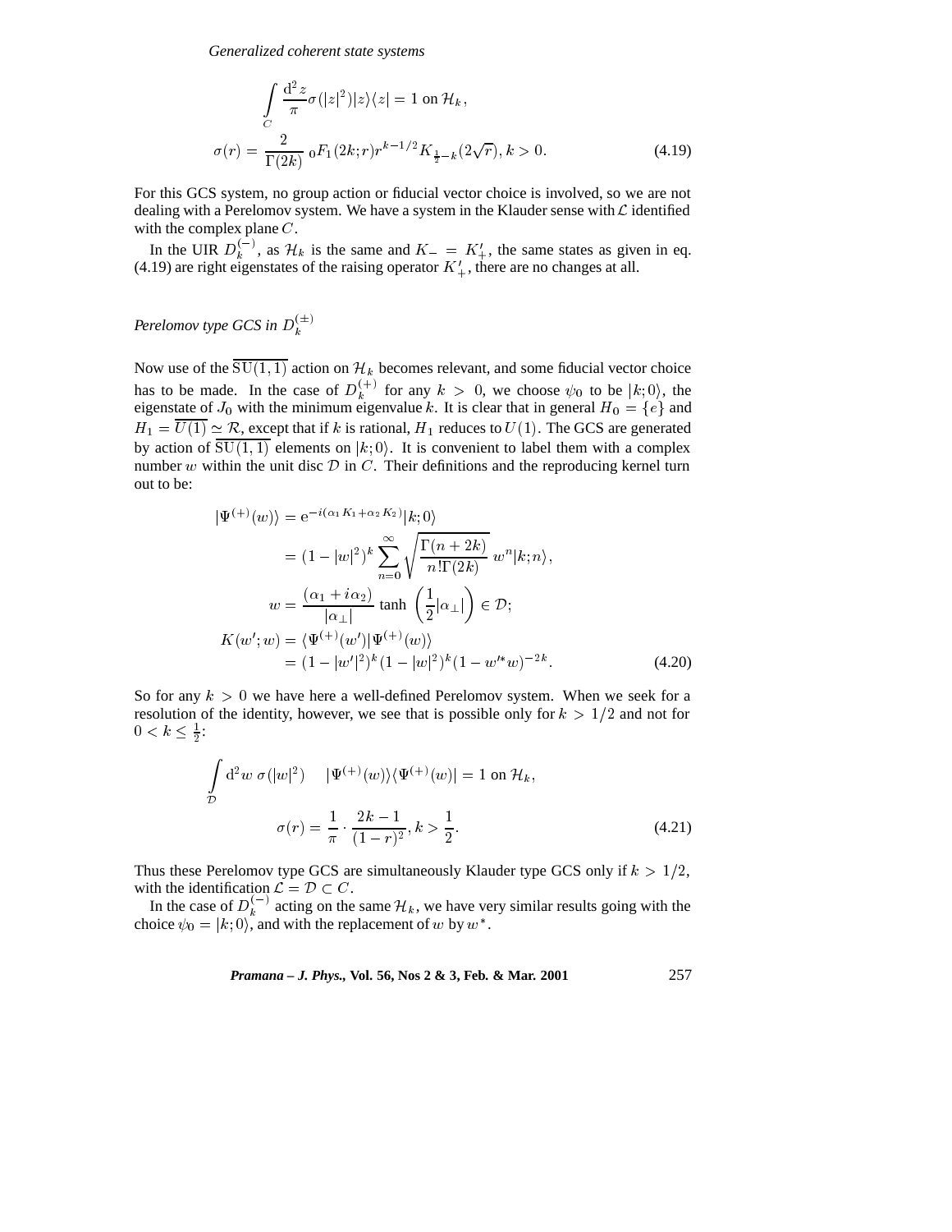$$\int_C \frac{d^2 z}{\pi} \sigma(|z|^2)|z\rangle\langle z| = 1 \text{ on } \mathcal{H}_k,$$

$$\sigma(r) = \frac{2}{\Gamma(2k)} \, {}_0F_1(2k;r) r^{k-1/2} K_{\frac{1}{2}-k}(2\sqrt{r}), k > 0. \tag{4.19}$$

For this GCS system, no group action or fiducial vector choice is involved, so we are not dealing with a Perelomov system. We have a system in the Klauder sense with $\mathcal{L}$ identified with the complex plane $C$.

In the UIR $D_k^{(-)}$, as $\mathcal{H}_k$ is the same and $K_- = K'_+$, the same states as given in eq. (4.19) are right eigenstates of the raising operator $K'_+$, there are no changes at all.

*Perelomov type GCS in* $D_k^{(\pm)}$

Now use of the $\overline{\mathrm{SU}(1,1)}$ action on $\mathcal{H}_k$ becomes relevant, and some fiducial vector choice has to be made. In the case of $D_k^{(+)}$ for any $k > 0$, we choose $\psi_0$ to be $|k;0\rangle$, the eigenstate of $J_0$ with the minimum eigenvalue $k$. It is clear that in general $H_0 = \{e\}$ and $H_1 = \overline{U(1)} \simeq \mathcal{R}$, except that if $k$ is rational, $H_1$ reduces to $U(1)$. The GCS are generated by action of $\overline{\mathrm{SU}(1,1)}$ elements on $|k;0\rangle$. It is convenient to label them with a complex number $w$ within the unit disc $\mathcal{D}$ in $C$. Their definitions and the reproducing kernel turn out to be:

$$\begin{aligned}
|\Psi^{(+)}(w)\rangle &= e^{-i(\alpha_1 K_1 + \alpha_2 K_2)}|k;0\rangle \\
&= (1-|w|^2)^k \sum_{n=0}^{\infty} \sqrt{\frac{\Gamma(n+2k)}{n!\Gamma(2k)}} \, w^n |k;n\rangle, \\
w &= \frac{(\alpha_1 + i\alpha_2)}{|\alpha_\perp|} \tanh\left(\frac{1}{2}|\alpha_\perp|\right) \in \mathcal{D}; \\
K(w';w) &= \langle \Psi^{(+)}(w')|\Psi^{(+)}(w)\rangle \\
&= (1-|w'|^2)^k (1-|w|^2)^k (1-w'^* w)^{-2k}.
\end{aligned} \tag{4.20}$$

So for any $k > 0$ we have here a well-defined Perelomov system. When we seek for a resolution of the identity, however, we see that is possible only for $k > 1/2$ and not for $0 < k \leq \frac{1}{2}$:

$$\int_{\mathcal{D}} d^2 w \; \sigma(|w|^2) \quad |\Psi^{(+)}(w)\rangle\langle\Psi^{(+)}(w)| = 1 \text{ on } \mathcal{H}_k,$$

$$\sigma(r) = \frac{1}{\pi} \cdot \frac{2k-1}{(1-r)^2}, k > \frac{1}{2}. \tag{4.21}$$

Thus these Perelomov type GCS are simultaneously Klauder type GCS only if $k > 1/2$, with the identification $\mathcal{L} = \mathcal{D} \subset C$.

In the case of $D_k^{(-)}$ acting on the same $\mathcal{H}_k$, we have very similar results going with the choice $\psi_0 = |k;0\rangle$, and with the replacement of $w$ by $w^*$.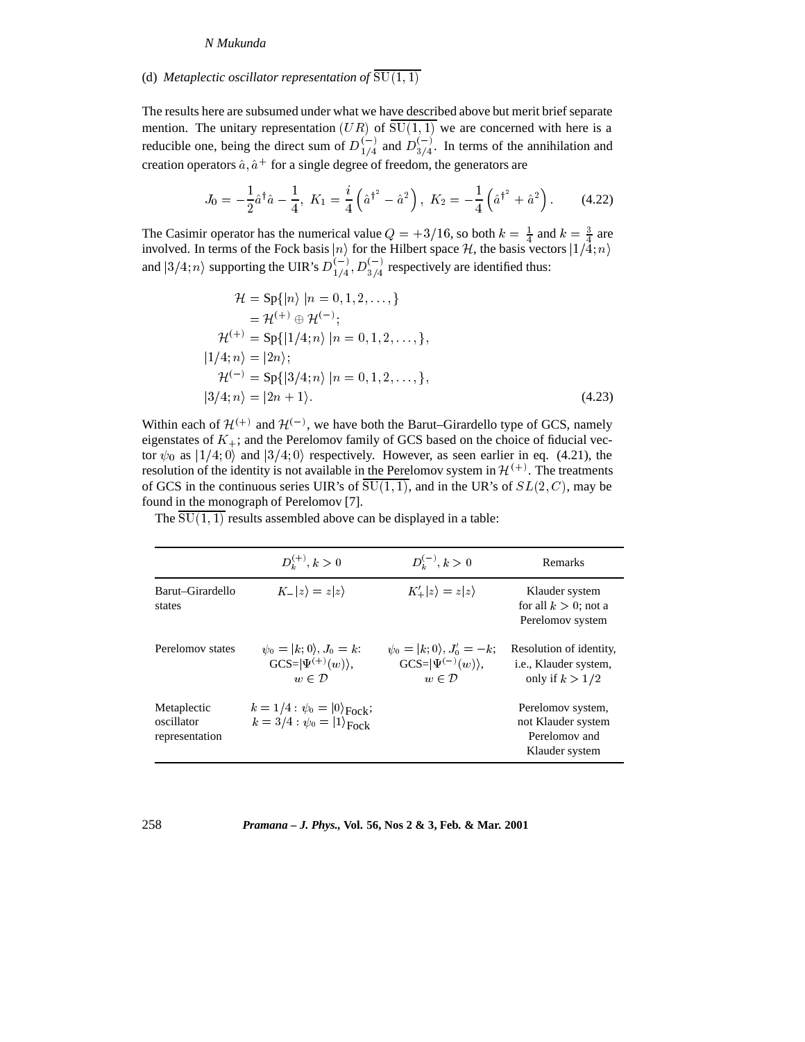(d) *Metaplectic oscillator representation of* $\overline{\mathrm{SU}(1,1)}$

The results here are subsumed under what we have described above but merit brief separate mention. The unitary representation $(UR)$ of $\overline{\mathrm{SU}(1,1)}$ we are concerned with here is a reducible one, being the direct sum of $D^{(-)}_{1/4}$ and $D^{(-)}_{3/4}$. In terms of the annihilation and creation operators $\hat{a}, \hat{a}^+$ for a single degree of freedom, the generators are

$$J_0 = -\frac{1}{2}\hat{a}^\dagger \hat{a} - \frac{1}{4},\ K_1 = \frac{i}{4}\left(\hat{a}^{\dagger^2} - \hat{a}^2\right),\ K_2 = -\frac{1}{4}\left(\hat{a}^{\dagger^2} + \hat{a}^2\right). \tag{4.22}$$

The Casimir operator has the numerical value $Q = +3/16$, so both $k = \frac{1}{4}$ and $k = \frac{3}{4}$ are involved. In terms of the Fock basis $|n\rangle$ for the Hilbert space $\mathcal{H}$, the basis vectors $|1/4; n\rangle$ and $|3/4; n\rangle$ supporting the UIR's $D^{(-)}_{1/4}, D^{(-)}_{3/4}$ respectively are identified thus:

$$\begin{aligned}
\mathcal{H} &= \mathrm{Sp}\{|n\rangle \ |n = 0, 1, 2, \ldots,\} \\
&= \mathcal{H}^{(+)} \oplus \mathcal{H}^{(-)}; \\
\mathcal{H}^{(+)} &= \mathrm{Sp}\{|1/4; n\rangle \ |n = 0, 1, 2, \ldots,\}, \\
|1/4; n\rangle &= |2n\rangle; \\
\mathcal{H}^{(-)} &= \mathrm{Sp}\{|3/4; n\rangle \ |n = 0, 1, 2, \ldots,\}, \\
|3/4; n\rangle &= |2n+1\rangle.
\end{aligned} \tag{4.23}$$

Within each of $\mathcal{H}^{(+)}$ and $\mathcal{H}^{(-)}$, we have both the Barut–Girardello type of GCS, namely eigenstates of $K_+$; and the Perelomov family of GCS based on the choice of fiducial vector $\psi_0$ as $|1/4; 0\rangle$ and $|3/4; 0\rangle$ respectively. However, as seen earlier in eq. (4.21), the resolution of the identity is not available in the Perelomov system in $\mathcal{H}^{(+)}$. The treatments of GCS in the continuous series UIR's of $\overline{\mathrm{SU}(1,1)}$, and in the UR's of $SL(2, C)$, may be found in the monograph of Perelomov [7].

The $\overline{\mathrm{SU}(1,1)}$ results assembled above can be displayed in a table:

| | $D^{(+)}_k, k > 0$ | $D^{(-)}_k, k > 0$ | Remarks |
|---|---|---|---|
| Barut–Girardello states | $K_-\|z\rangle = z\|z\rangle$ | $K'_+\|z\rangle = z\|z\rangle$ | Klauder system for all $k > 0$; not a Perelomov system |
| Perelomov states | $\psi_0 = \|k; 0\rangle, J_0 = k$: GCS=$\|\Psi^{(+)}(w)\rangle$, $w \in \mathcal{D}$ | $\psi_0 = \|k; 0\rangle, J'_0 = -k$; GCS=$\|\Psi^{(-)}(w)\rangle$, $w \in \mathcal{D}$ | Resolution of identity, i.e., Klauder system, only if $k > 1/2$ |
| Metaplectic oscillator representation | $k = 1/4 : \psi_0 = \|0\rangle_{\text{Fock}}$; $k = 3/4 : \psi_0 = \|1\rangle_{\text{Fock}}$ | | Perelomov system, not Klauder system Perelomov and Klauder system |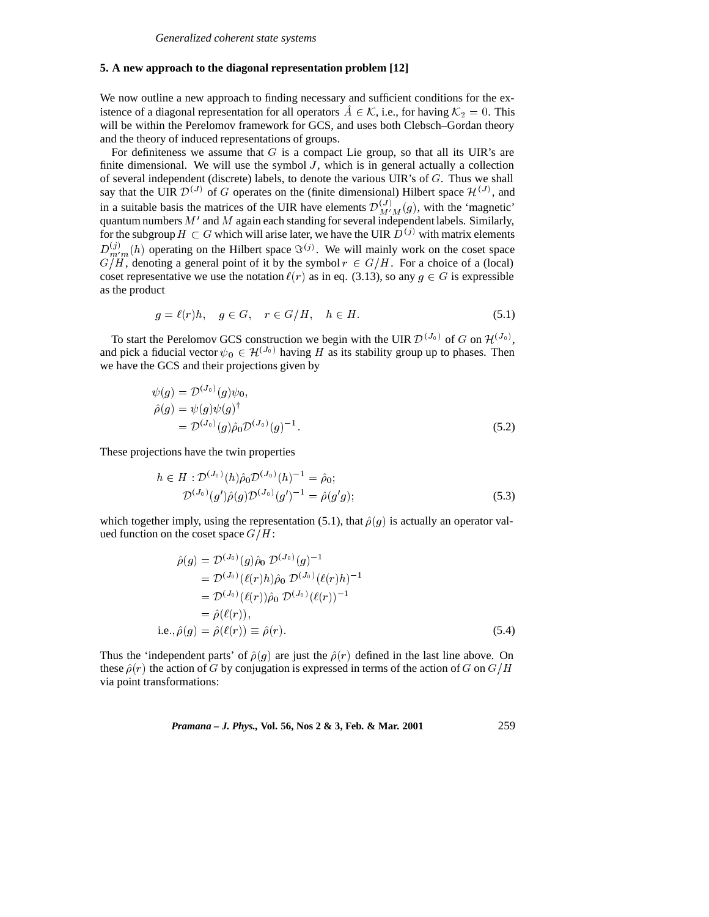## 5. A new approach to the diagonal representation problem [12]

We now outline a new approach to finding necessary and sufficient conditions for the existence of a diagonal representation for all operators $\hat{A} \in \mathcal{K}$, i.e., for having $\mathcal{K}_2 = 0$. This will be within the Perelomov framework for GCS, and uses both Clebsch–Gordan theory and the theory of induced representations of groups.

For definiteness we assume that $G$ is a compact Lie group, so that all its UIR's are finite dimensional. We will use the symbol $J$, which is in general actually a collection of several independent (discrete) labels, to denote the various UIR's of $G$. Thus we shall say that the UIR $\mathcal{D}^{(J)}$ of $G$ operates on the (finite dimensional) Hilbert space $\mathcal{H}^{(J)}$, and in a suitable basis the matrices of the UIR have elements $\mathcal{D}^{(J)}_{M'M}(g)$, with the 'magnetic' quantum numbers $M'$ and $M$ again each standing for several independent labels. Similarly, for the subgroup $H \subset G$ which will arise later, we have the UIR $D^{(j)}$ with matrix elements $D^{(j)}_{m'm}(h)$ operating on the Hilbert space $\Im^{(j)}$. We will mainly work on the coset space $G/H$, denoting a general point of it by the symbol $r \in G/H$. For a choice of a (local) coset representative we use the notation $\ell(r)$ as in eq. (3.13), so any $g \in G$ is expressible as the product

$$g = \ell(r)h, \quad g \in G, \quad r \in G/H, \quad h \in H. \tag{5.1}$$

To start the Perelomov GCS construction we begin with the UIR $\mathcal{D}^{(J_0)}$ of $G$ on $\mathcal{H}^{(J_0)}$, and pick a fiducial vector $\psi_0 \in \mathcal{H}^{(J_0)}$ having $H$ as its stability group up to phases. Then we have the GCS and their projections given by

$$\begin{aligned}
\psi(g) &= \mathcal{D}^{(J_0)}(g)\psi_0, \\
\hat{\rho}(g) &= \psi(g)\psi(g)^\dagger \\
&= \mathcal{D}^{(J_0)}(g)\hat{\rho}_0\mathcal{D}^{(J_0)}(g)^{-1}.
\end{aligned} \tag{5.2}$$

These projections have the twin properties

$$\begin{aligned}
h \in H : \mathcal{D}^{(J_0)}(h)\hat{\rho}_0\mathcal{D}^{(J_0)}(h)^{-1} &= \hat{\rho}_0; \\
\mathcal{D}^{(J_0)}(g')\hat{\rho}(g)\mathcal{D}^{(J_0)}(g')^{-1} &= \hat{\rho}(g'g);
\end{aligned} \tag{5.3}$$

which together imply, using the representation (5.1), that $\hat{\rho}(g)$ is actually an operator valued function on the coset space $G/H$:

$$\begin{aligned}
\hat{\rho}(g) &= \mathcal{D}^{(J_0)}(g)\hat{\rho}_0\, \mathcal{D}^{(J_0)}(g)^{-1} \\
&= \mathcal{D}^{(J_0)}(\ell(r)h)\hat{\rho}_0\, \mathcal{D}^{(J_0)}(\ell(r)h)^{-1} \\
&= \mathcal{D}^{(J_0)}(\ell(r))\hat{\rho}_0\, \mathcal{D}^{(J_0)}(\ell(r))^{-1} \\
&= \hat{\rho}(\ell(r)), \\
\text{i.e.,}\, \hat{\rho}(g) &= \hat{\rho}(\ell(r)) \equiv \hat{\rho}(r).
\end{aligned} \tag{5.4}$$

Thus the 'independent parts' of $\hat{\rho}(g)$ are just the $\hat{\rho}(r)$ defined in the last line above. On these $\hat{\rho}(r)$ the action of $G$ by conjugation is expressed in terms of the action of $G$ on $G/H$ via point transformations: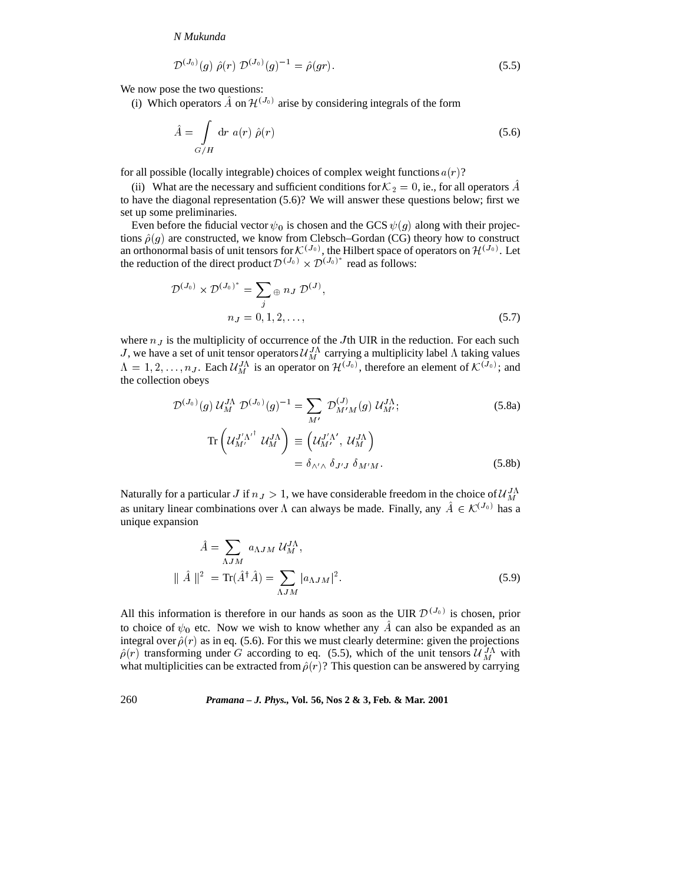$$\mathcal{D}^{(J_0)}(g)\;\hat{\rho}(r)\;\mathcal{D}^{(J_0)}(g)^{-1} = \hat{\rho}(gr). \tag{5.5}$$

We now pose the two questions:

(i) Which operators $\hat{A}$ on $\mathcal{H}^{(J_0)}$ arise by considering integrals of the form

$$\hat{A} = \int\limits_{G/H} \mathrm{d}r\; a(r)\; \hat{\rho}(r) \tag{5.6}$$

for all possible (locally integrable) choices of complex weight functions $a(r)$?

(ii) What are the necessary and sufficient conditions for $\mathcal{K}_2 = 0$, ie., for all operators $\hat{A}$ to have the diagonal representation (5.6)? We will answer these questions below; first we set up some preliminaries.

Even before the fiducial vector $\psi_0$ is chosen and the GCS $\psi(g)$ along with their projections $\hat{\rho}(g)$ are constructed, we know from Clebsch–Gordan (CG) theory how to construct an orthonormal basis of unit tensors for $\mathcal{K}^{(J_0)}$, the Hilbert space of operators on $\mathcal{H}^{(J_0)}$. Let the reduction of the direct product $\mathcal{D}^{(J_0)} \times \mathcal{D}^{(J_0)^*}$ read as follows:

$$\begin{aligned}\mathcal{D}^{(J_0)} \times \mathcal{D}^{(J_0)^*} &= \sum_{j}{}_{\oplus}\; n_J\; \mathcal{D}^{(J)}, \\ n_J &= 0, 1, 2, \ldots,\end{aligned} \tag{5.7}$$

where $n_J$ is the multiplicity of occurrence of the $J$th UIR in the reduction. For each such $J$, we have a set of unit tensor operators $\mathcal{U}_M^{J\Lambda}$ carrying a multiplicity label $\Lambda$ taking values $\Lambda = 1, 2, \ldots, n_J$. Each $\mathcal{U}_M^{J\Lambda}$ is an operator on $\mathcal{H}^{(J_0)}$, therefore an element of $\mathcal{K}^{(J_0)}$; and the collection obeys

$$\mathcal{D}^{(J_0)}(g)\;\mathcal{U}_M^{J\Lambda}\;\mathcal{D}^{(J_0)}(g)^{-1} = \sum_{M'}\;\mathcal{D}^{(J)}_{M'M}(g)\;\mathcal{U}_{M'}^{J\Lambda}; \tag{5.8a}$$

$$\begin{aligned}\mathrm{Tr}\left(\mathcal{U}_{M'}^{J'\Lambda'^{\dagger}}\;\mathcal{U}_M^{J\Lambda}\right) &\equiv \left(\mathcal{U}_{M'}^{J'\Lambda'},\;\mathcal{U}_M^{J\Lambda}\right) \\ &= \delta_{\Lambda'\Lambda}\;\delta_{J'J}\;\delta_{M'M}.\end{aligned} \tag{5.8b}$$

Naturally for a particular $J$ if $n_J > 1$, we have considerable freedom in the choice of $\mathcal{U}_M^{J\Lambda}$ as unitary linear combinations over $\Lambda$ can always be made. Finally, any $\hat{A} \in \mathcal{K}^{(J_0)}$ has a unique expansion

$$\begin{aligned}\hat{A} &= \sum_{\Lambda J M}\; a_{\Lambda J M}\;\mathcal{U}_M^{J\Lambda}, \\ \|\;\hat{A}\;\|^2 &= \mathrm{Tr}(\hat{A}^\dagger \hat{A}) = \sum_{\Lambda J M} |a_{\Lambda J M}|^2.\end{aligned} \tag{5.9}$$

All this information is therefore in our hands as soon as the UIR $\mathcal{D}^{(J_0)}$ is chosen, prior to choice of $\psi_0$ etc. Now we wish to know whether any $\hat{A}$ can also be expanded as an integral over $\hat{\rho}(r)$ as in eq. (5.6). For this we must clearly determine: given the projections $\hat{\rho}(r)$ transforming under $G$ according to eq. (5.5), which of the unit tensors $\mathcal{U}_M^{J\Lambda}$ with what multiplicities can be extracted from $\hat{\rho}(r)$? This question can be answered by carrying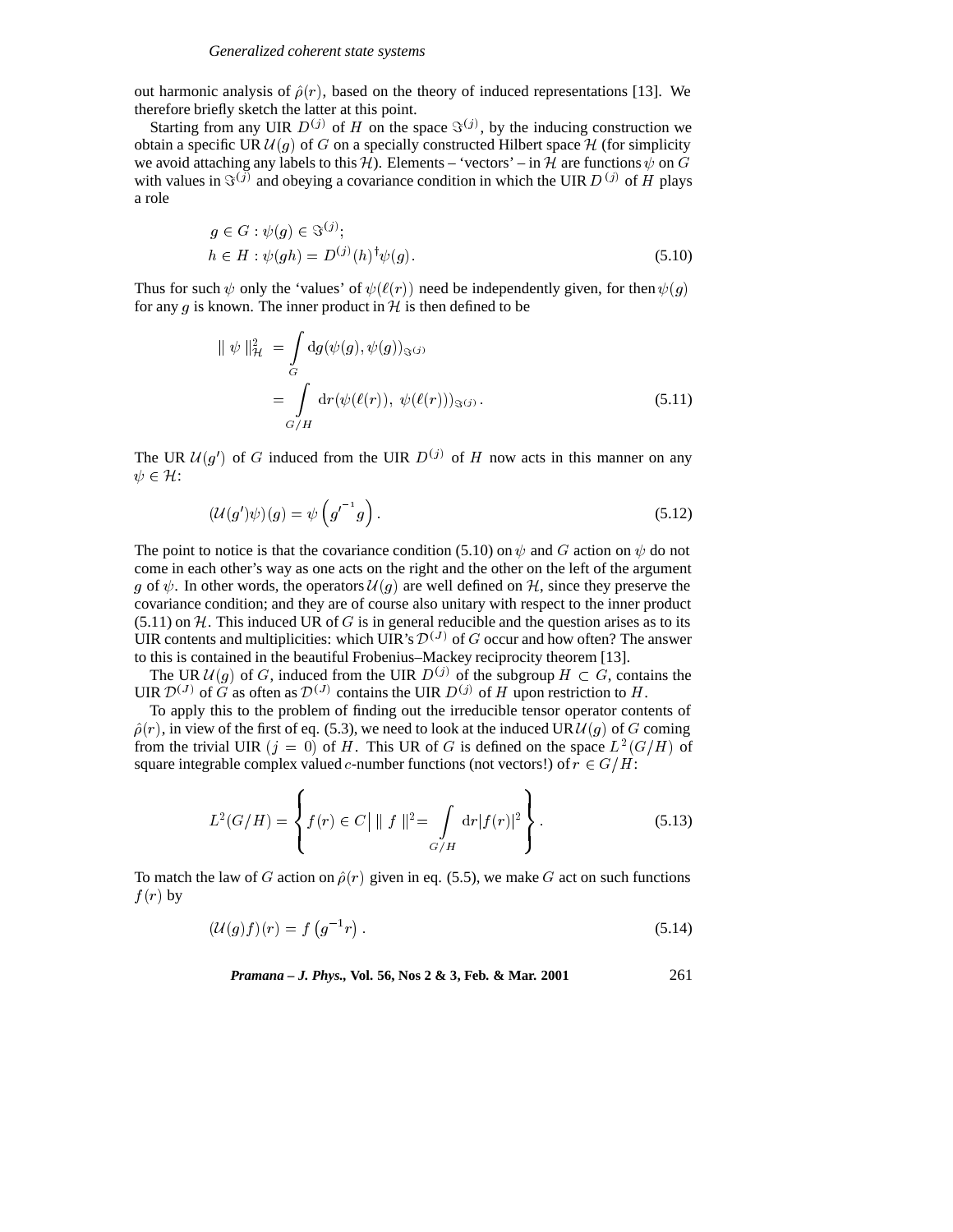out harmonic analysis of $\hat{\rho}(r)$, based on the theory of induced representations [13]. We therefore briefly sketch the latter at this point.

Starting from any UIR $D^{(j)}$ of $H$ on the space $\Im^{(j)}$, by the inducing construction we obtain a specific UR $\mathcal{U}(g)$ of $G$ on a specially constructed Hilbert space $\mathcal{H}$ (for simplicity we avoid attaching any labels to this $\mathcal{H}$). Elements – 'vectors' – in $\mathcal{H}$ are functions $\psi$ on $G$ with values in $\Im^{(j)}$ and obeying a covariance condition in which the UIR $D^{(j)}$ of $H$ plays a role

$$
\begin{aligned}
& g \in G : \psi(g) \in \Im^{(j)}; \\
& h \in H : \psi(gh) = D^{(j)}(h)^{\dagger}\psi(g).
\end{aligned}
\tag{5.10}
$$

Thus for such $\psi$ only the 'values' of $\psi(\ell(r))$ need be independently given, for then $\psi(g)$ for any $g$ is known. The inner product in $\mathcal{H}$ is then defined to be

$$
\begin{aligned}
\parallel \psi \parallel^2_{\mathcal{H}} &= \int_G \mathrm{d}g(\psi(g), \psi(g))_{\Im^{(j)}} \\
&= \int_{G/H} \mathrm{d}r(\psi(\ell(r)),\ \psi(\ell(r)))_{\Im^{(j)}}.
\end{aligned}
\tag{5.11}
$$

The UR $\mathcal{U}(g')$ of $G$ induced from the UIR $D^{(j)}$ of $H$ now acts in this manner on any $\psi \in \mathcal{H}$:

$$
(\mathcal{U}(g')\psi)(g) = \psi\left({g'}^{-1}g\right). \tag{5.12}
$$

The point to notice is that the covariance condition (5.10) on $\psi$ and $G$ action on $\psi$ do not come in each other's way as one acts on the right and the other on the left of the argument $g$ of $\psi$. In other words, the operators $\mathcal{U}(g)$ are well defined on $\mathcal{H}$, since they preserve the covariance condition; and they are of course also unitary with respect to the inner product (5.11) on $\mathcal{H}$. This induced UR of $G$ is in general reducible and the question arises as to its UIR contents and multiplicities: which UIR's $\mathcal{D}^{(J)}$ of $G$ occur and how often? The answer to this is contained in the beautiful Frobenius–Mackey reciprocity theorem [13].

The UR $\mathcal{U}(g)$ of $G$, induced from the UIR $D^{(j)}$ of the subgroup $H \subset G$, contains the UIR $\mathcal{D}^{(J)}$ of $G$ as often as $\mathcal{D}^{(J)}$ contains the UIR $D^{(j)}$ of $H$ upon restriction to $H$.

To apply this to the problem of finding out the irreducible tensor operator contents of $\hat{\rho}(r)$, in view of the first of eq. (5.3), we need to look at the induced UR $\mathcal{U}(g)$ of $G$ coming from the trivial UIR ($j = 0$) of $H$. This UR of $G$ is defined on the space $L^2(G/H)$ of square integrable complex valued $c$-number functions (not vectors!) of $r \in G/H$:

$$
L^2(G/H) = \left\{ f(r) \in C \,\middle|\, \parallel f \parallel^2 = \int_{G/H} \mathrm{d}r |f(r)|^2 \right\}. \tag{5.13}
$$

To match the law of $G$ action on $\hat{\rho}(r)$ given in eq. (5.5), we make $G$ act on such functions $f(r)$ by

$$
(\mathcal{U}(g)f)(r) = f\left(g^{-1}r\right). \tag{5.14}
$$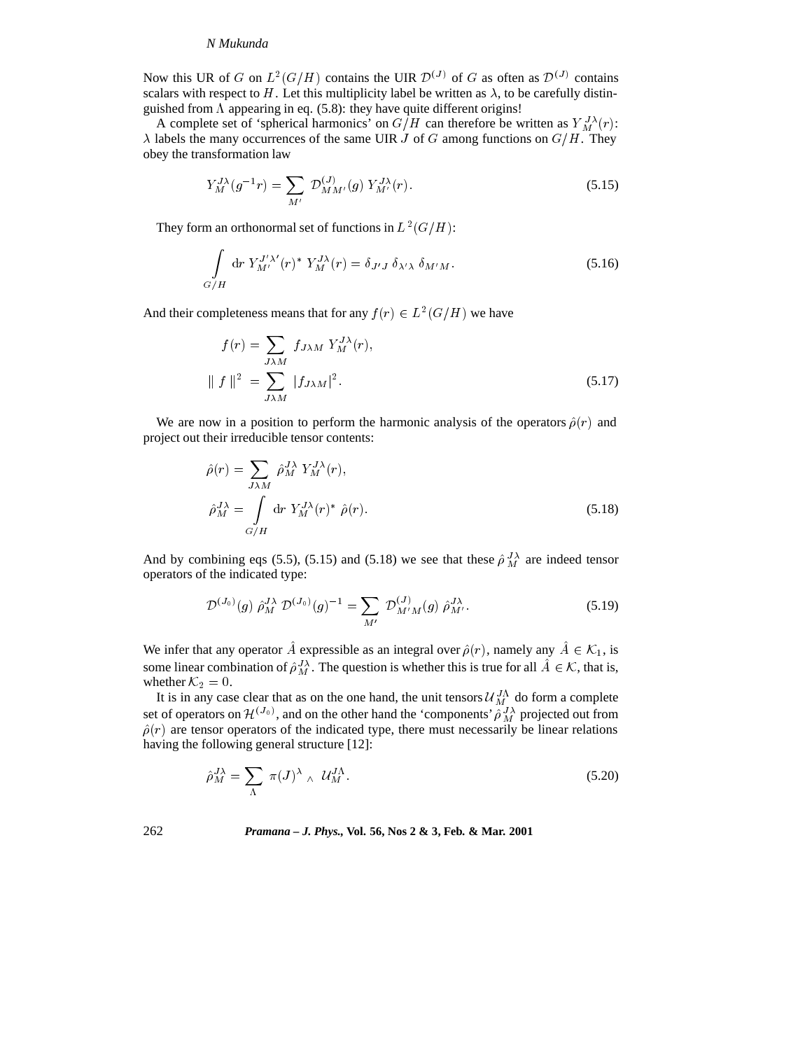Now this UR of $G$ on $L^2(G/H)$ contains the UIR $\mathcal{D}^{(J)}$ of $G$ as often as $\mathcal{D}^{(J)}$ contains scalars with respect to $H$. Let this multiplicity label be written as $\lambda$, to be carefully distinguished from $\Lambda$ appearing in eq. (5.8): they have quite different origins!

A complete set of 'spherical harmonics' on $G/H$ can therefore be written as $Y_M^{J\lambda}(r)$: $\lambda$ labels the many occurrences of the same UIR $J$ of $G$ among functions on $G/H$. They obey the transformation law

$$
Y_M^{J\lambda}(g^{-1}r) = \sum_{M'} \mathcal{D}^{(J)}_{MM'}(g)\, Y_{M'}^{J\lambda}(r). \tag{5.15}
$$

They form an orthonormal set of functions in $L^2(G/H)$:

$$
\int_{G/H} \mathrm{d}r\, Y_{M'}^{J'\lambda'}(r)^*\, Y_M^{J\lambda}(r) = \delta_{J'J}\, \delta_{\lambda'\lambda}\, \delta_{M'M}. \tag{5.16}
$$

And their completeness means that for any $f(r) \in L^2(G/H)$ we have

$$
\begin{aligned}
f(r) &= \sum_{J\lambda M} f_{J\lambda M}\, Y_M^{J\lambda}(r), \\
\| f \|^2 &= \sum_{J\lambda M} |f_{J\lambda M}|^2.
\end{aligned} \tag{5.17}
$$

We are now in a position to perform the harmonic analysis of the operators $\hat{\rho}(r)$ and project out their irreducible tensor contents:

$$
\begin{aligned}
\hat{\rho}(r) &= \sum_{J\lambda M} \hat{\rho}_M^{J\lambda}\, Y_M^{J\lambda}(r), \\
\hat{\rho}_M^{J\lambda} &= \int_{G/H} \mathrm{d}r\, Y_M^{J\lambda}(r)^*\, \hat{\rho}(r).
\end{aligned} \tag{5.18}
$$

And by combining eqs (5.5), (5.15) and (5.18) we see that these $\hat{\rho}_M^{J\lambda}$ are indeed tensor operators of the indicated type:

$$
\mathcal{D}^{(J_0)}(g)\, \hat{\rho}_M^{J\lambda}\, \mathcal{D}^{(J_0)}(g)^{-1} = \sum_{M'} \mathcal{D}^{(J)}_{M'M}(g)\, \hat{\rho}_{M'}^{J\lambda}. \tag{5.19}
$$

We infer that any operator $\hat{A}$ expressible as an integral over $\hat{\rho}(r)$, namely any $\hat{A} \in \mathcal{K}_1$, is some linear combination of $\hat{\rho}_M^{J\lambda}$. The question is whether this is true for all $\hat{A} \in \mathcal{K}$, that is, whether $\mathcal{K}_2 = 0$.

It is in any case clear that as on the one hand, the unit tensors $\mathcal{U}_M^{J\Lambda}$ do form a complete set of operators on $\mathcal{H}^{(J_0)}$, and on the other hand the 'components' $\hat{\rho}_M^{J\lambda}$ projected out from $\hat{\rho}(r)$ are tensor operators of the indicated type, there must necessarily be linear relations having the following general structure [12]:

$$
\hat{\rho}_M^{J\lambda} = \sum_{\Lambda} \pi(J)^{\lambda}{}_{\Lambda}\, \mathcal{U}_M^{J\Lambda}. \tag{5.20}
$$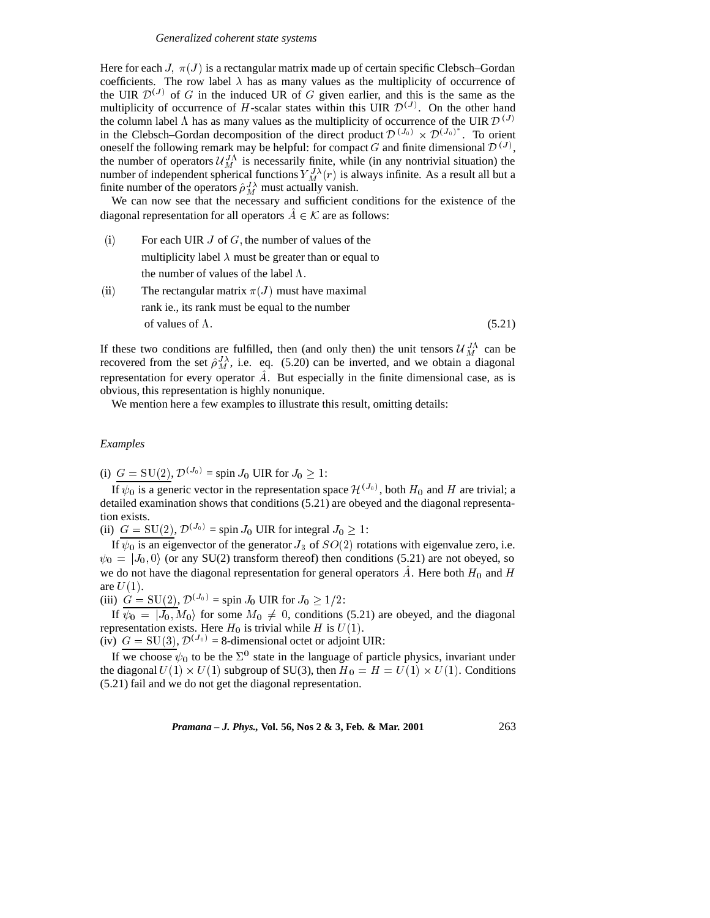Here for each $J$, $\pi(J)$ is a rectangular matrix made up of certain specific Clebsch–Gordan coefficients. The row label $\lambda$ has as many values as the multiplicity of occurrence of the UIR $\mathcal{D}^{(J)}$ of $G$ in the induced UR of $G$ given earlier, and this is the same as the multiplicity of occurrence of $H$-scalar states within this UIR $\mathcal{D}^{(J)}$. On the other hand the column label $\Lambda$ has as many values as the multiplicity of occurrence of the UIR $\mathcal{D}^{(J)}$ in the Clebsch–Gordan decomposition of the direct product $\mathcal{D}^{(J_0)} \times \mathcal{D}^{(J_0)^*}$. To orient oneself the following remark may be helpful: for compact $G$ and finite dimensional $\mathcal{D}^{(J)}$, the number of operators $\mathcal{U}_M^{J\Lambda}$ is necessarily finite, while (in any nontrivial situation) the number of independent spherical functions $Y_M^{J\lambda}(r)$ is always infinite. As a result all but a finite number of the operators $\hat{\rho}_M^{J\lambda}$ must actually vanish.

We can now see that the necessary and sufficient conditions for the existence of the diagonal representation for all operators $\hat{A} \in \mathcal{K}$ are as follows:

(i) For each UIR $J$ of $G$, the number of values of the multiplicity label $\lambda$ must be greater than or equal to the number of values of the label $\Lambda$.

(ii) The rectangular matrix $\pi(J)$ must have maximal rank ie., its rank must be equal to the number of values of $\Lambda$. (5.21)

If these two conditions are fulfilled, then (and only then) the unit tensors $\mathcal{U}_M^{J\Lambda}$ can be recovered from the set $\hat{\rho}_M^{J\lambda}$, i.e. eq. (5.20) can be inverted, and we obtain a diagonal representation for every operator $\hat{A}$. But especially in the finite dimensional case, as is obvious, this representation is highly nonunique.

We mention here a few examples to illustrate this result, omitting details:

*Examples*

(i) $\underline{G = \mathrm{SU}(2)}$, $\mathcal{D}^{(J_0)}$ = spin $J_0$ UIR for $J_0 \geq 1$:

If $\psi_0$ is a generic vector in the representation space $\mathcal{H}^{(J_0)}$, both $H_0$ and $H$ are trivial; a detailed examination shows that conditions (5.21) are obeyed and the diagonal representation exists.

(ii) $\underline{G = \mathrm{SU}(2)}$, $\mathcal{D}^{(J_0)}$ = spin $J_0$ UIR for integral $J_0 \geq 1$:

If $\psi_0$ is an eigenvector of the generator $J_3$ of $SO(2)$ rotations with eigenvalue zero, i.e. $\psi_0 = |J_0, 0\rangle$ (or any SU(2) transform thereof) then conditions (5.21) are not obeyed, so we do not have the diagonal representation for general operators $\hat{A}$. Here both $H_0$ and $H$ are $U(1)$.

(iii) $\underline{G = \mathrm{SU}(2)}$, $\mathcal{D}^{(J_0)}$ = spin $J_0$ UIR for $J_0 \geq 1/2$:

If $\psi_0 = |J_0, M_0\rangle$ for some $M_0 \neq 0$, conditions (5.21) are obeyed, and the diagonal representation exists. Here $H_0$ is trivial while $H$ is $U(1)$.

(iv) $\underline{G = \mathrm{SU}(3)}$, $\mathcal{D}^{(J_0)}$ = 8-dimensional octet or adjoint UIR:

If we choose $\psi_0$ to be the $\Sigma^0$ state in the language of particle physics, invariant under the diagonal $U(1) \times U(1)$ subgroup of SU(3), then $H_0 = H = U(1) \times U(1)$. Conditions (5.21) fail and we do not get the diagonal representation.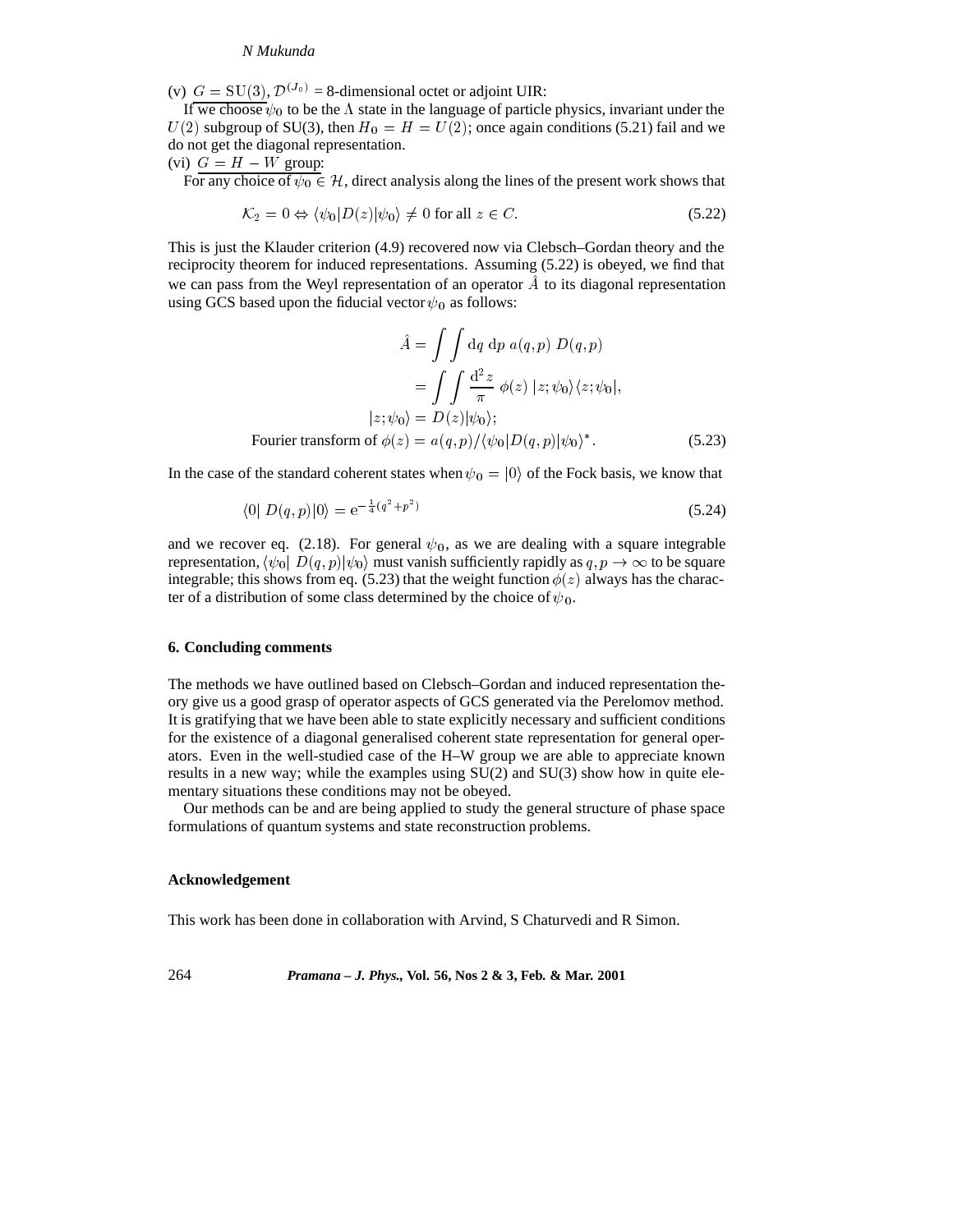(v) $\underline{G = \mathrm{SU}(3)}$, $\mathcal{D}^{(J_0)}$ = 8-dimensional octet or adjoint UIR:

If we choose $\psi_0$ to be the $\Lambda$ state in the language of particle physics, invariant under the $U(2)$ subgroup of SU(3), then $H_0 = H = U(2)$; once again conditions (5.21) fail and we do not get the diagonal representation.

(vi) $\underline{G = H - W \text{ group}}$:

For any choice of $\psi_0 \in \mathcal{H}$, direct analysis along the lines of the present work shows that

$$\mathcal{K}_2 = 0 \Leftrightarrow \langle\psi_0|D(z)|\psi_0\rangle \neq 0 \text{ for all } z \in C. \tag{5.22}$$

This is just the Klauder criterion (4.9) recovered now via Clebsch–Gordan theory and the reciprocity theorem for induced representations. Assuming (5.22) is obeyed, we find that we can pass from the Weyl representation of an operator $\hat{A}$ to its diagonal representation using GCS based upon the fiducial vector $\psi_0$ as follows:

$$\begin{aligned}
\hat{A} &= \int\int \mathrm{d}q\ \mathrm{d}p\ a(q,p)\ D(q,p) \\
&= \int\int \frac{\mathrm{d}^2 z}{\pi}\ \phi(z)\ |z;\psi_0\rangle\langle z;\psi_0|, \\
|z;\psi_0\rangle &= D(z)|\psi_0\rangle; \\
\text{Fourier transform of } \phi(z) &= a(q,p)/\langle\psi_0|D(q,p)|\psi_0\rangle^*.
\end{aligned} \tag{5.23}$$

In the case of the standard coherent states when $\psi_0 = |0\rangle$ of the Fock basis, we know that

$$\langle 0|\ D(q,p)|0\rangle = \mathrm{e}^{-\frac{1}{4}(q^2+p^2)} \tag{5.24}$$

and we recover eq. (2.18). For general $\psi_0$, as we are dealing with a square integrable representation, $\langle\psi_0|\ D(q,p)|\psi_0\rangle$ must vanish sufficiently rapidly as $q, p \to \infty$ to be square integrable; this shows from eq. (5.23) that the weight function $\phi(z)$ always has the character of a distribution of some class determined by the choice of $\psi_0$.

## 6. Concluding comments

The methods we have outlined based on Clebsch–Gordan and induced representation theory give us a good grasp of operator aspects of GCS generated via the Perelomov method. It is gratifying that we have been able to state explicitly necessary and sufficient conditions for the existence of a diagonal generalised coherent state representation for general operators. Even in the well-studied case of the H–W group we are able to appreciate known results in a new way; while the examples using SU(2) and SU(3) show how in quite elementary situations these conditions may not be obeyed.

Our methods can be and are being applied to study the general structure of phase space formulations of quantum systems and state reconstruction problems.

## Acknowledgement

This work has been done in collaboration with Arvind, S Chaturvedi and R Simon.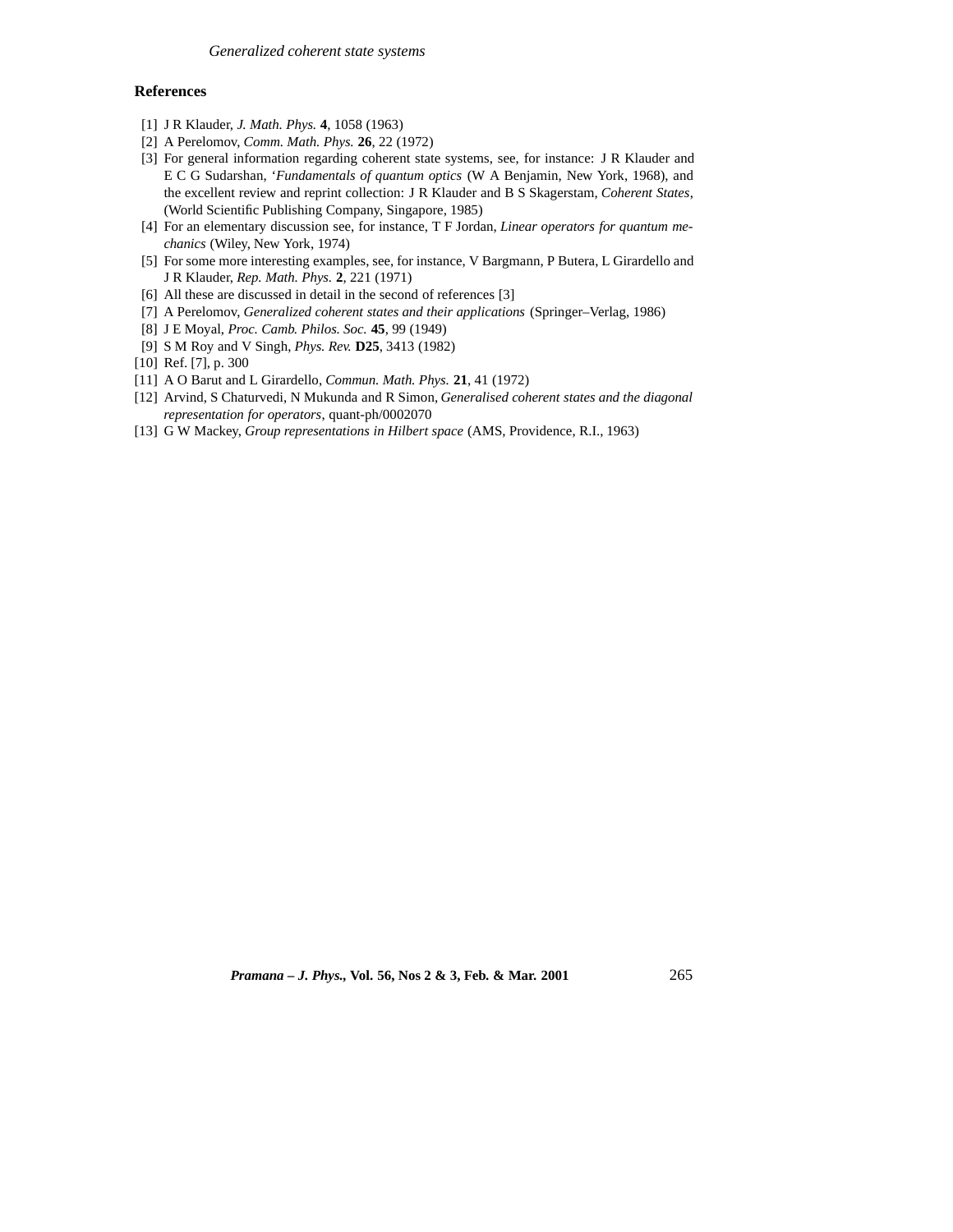## References

[1] J R Klauder, *J. Math. Phys.* **4**, 1058 (1963)

[2] A Perelomov, *Comm. Math. Phys.* **26**, 22 (1972)

[3] For general information regarding coherent state systems, see, for instance: J R Klauder and E C G Sudarshan, '*Fundamentals of quantum optics* (W A Benjamin, New York, 1968), and the excellent review and reprint collection: J R Klauder and B S Skagerstam, *Coherent States*, (World Scientific Publishing Company, Singapore, 1985)

[4] For an elementary discussion see, for instance, T F Jordan, *Linear operators for quantum mechanics* (Wiley, New York, 1974)

[5] For some more interesting examples, see, for instance, V Bargmann, P Butera, L Girardello and J R Klauder, *Rep. Math. Phys.* **2**, 221 (1971)

[6] All these are discussed in detail in the second of references [3]

[7] A Perelomov, *Generalized coherent states and their applications* (Springer–Verlag, 1986)

[8] J E Moyal, *Proc. Camb. Philos. Soc.* **45**, 99 (1949)

[9] S M Roy and V Singh, *Phys. Rev.* **D25**, 3413 (1982)

[10] Ref. [7], p. 300

[11] A O Barut and L Girardello, *Commun. Math. Phys.* **21**, 41 (1972)

[12] Arvind, S Chaturvedi, N Mukunda and R Simon, *Generalised coherent states and the diagonal representation for operators*, quant-ph/0002070

[13] G W Mackey, *Group representations in Hilbert space* (AMS, Providence, R.I., 1963)